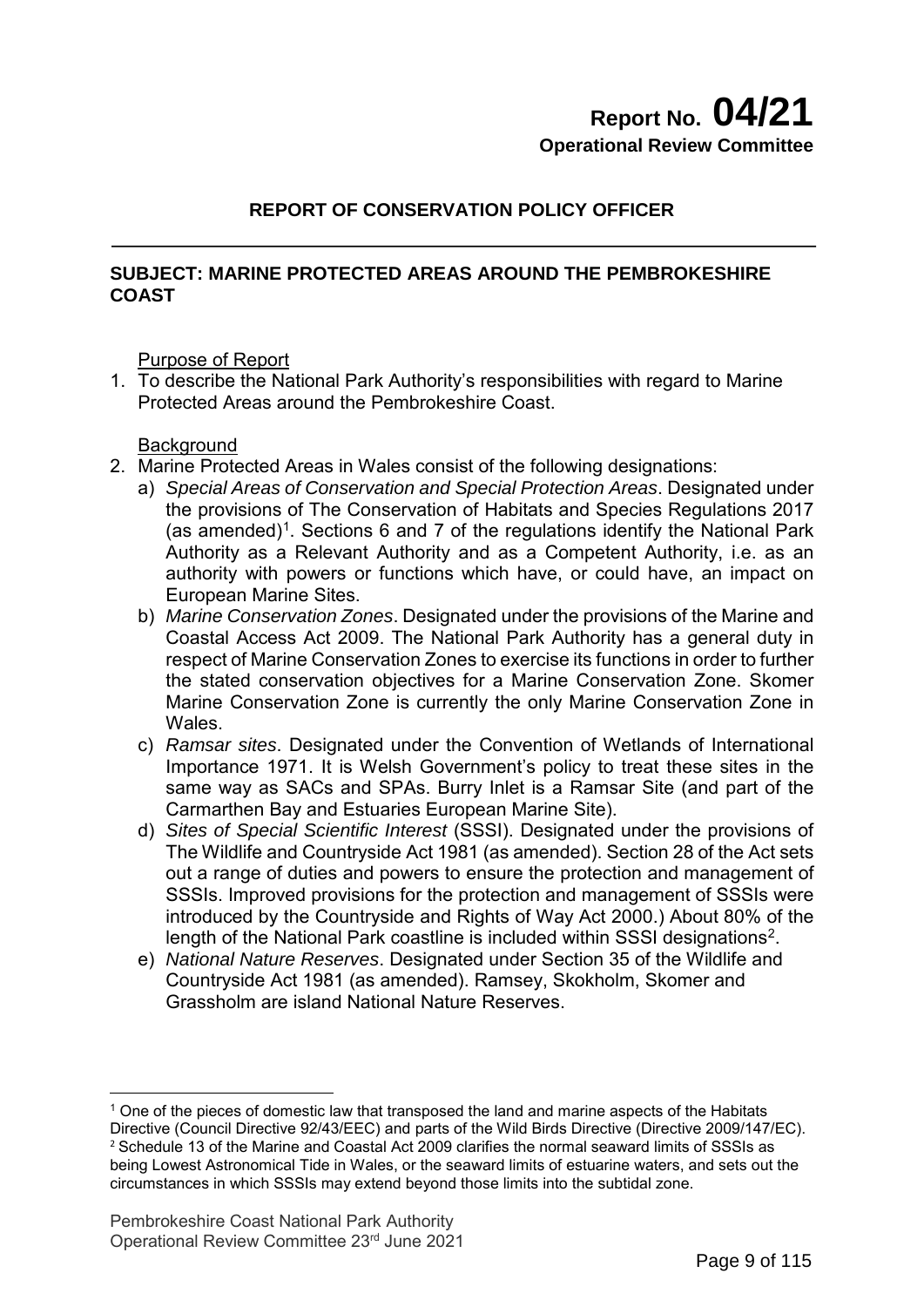# Report No. 04/21
**Operational Review Committee**

## REPORT OF CONSERVATION POLICY OFFICER

**SUBJECT: MARINE PROTECTED AREAS AROUND THE PEMBROKESHIRE COAST**

Purpose of Report

1. To describe the National Park Authority's responsibilities with regard to Marine Protected Areas around the Pembrokeshire Coast.

Background

2. Marine Protected Areas in Wales consist of the following designations:
   a) *Special Areas of Conservation and Special Protection Areas*. Designated under the provisions of The Conservation of Habitats and Species Regulations 2017 (as amended)[1]. Sections 6 and 7 of the regulations identify the National Park Authority as a Relevant Authority and as a Competent Authority, i.e. as an authority with powers or functions which have, or could have, an impact on European Marine Sites.
   b) *Marine Conservation Zones*. Designated under the provisions of the Marine and Coastal Access Act 2009. The National Park Authority has a general duty in respect of Marine Conservation Zones to exercise its functions in order to further the stated conservation objectives for a Marine Conservation Zone. Skomer Marine Conservation Zone is currently the only Marine Conservation Zone in Wales.
   c) *Ramsar sites*. Designated under the Convention of Wetlands of International Importance 1971. It is Welsh Government's policy to treat these sites in the same way as SACs and SPAs. Burry Inlet is a Ramsar Site (and part of the Carmarthen Bay and Estuaries European Marine Site).
   d) *Sites of Special Scientific Interest* (SSSI). Designated under the provisions of The Wildlife and Countryside Act 1981 (as amended). Section 28 of the Act sets out a range of duties and powers to ensure the protection and management of SSSIs. Improved provisions for the protection and management of SSSIs were introduced by the Countryside and Rights of Way Act 2000.) About 80% of the length of the National Park coastline is included within SSSI designations[2].
   e) *National Nature Reserves*. Designated under Section 35 of the Wildlife and Countryside Act 1981 (as amended). Ramsey, Skokholm, Skomer and Grassholm are island National Nature Reserves.

---

[1] One of the pieces of domestic law that transposed the land and marine aspects of the Habitats Directive (Council Directive 92/43/EEC) and parts of the Wild Birds Directive (Directive 2009/147/EC).

[2] Schedule 13 of the Marine and Coastal Act 2009 clarifies the normal seaward limits of SSSIs as being Lowest Astronomical Tide in Wales, or the seaward limits of estuarine waters, and sets out the circumstances in which SSSIs may extend beyond those limits into the subtidal zone.

Pembrokeshire Coast National Park Authority
Operational Review Committee 23rd June 2021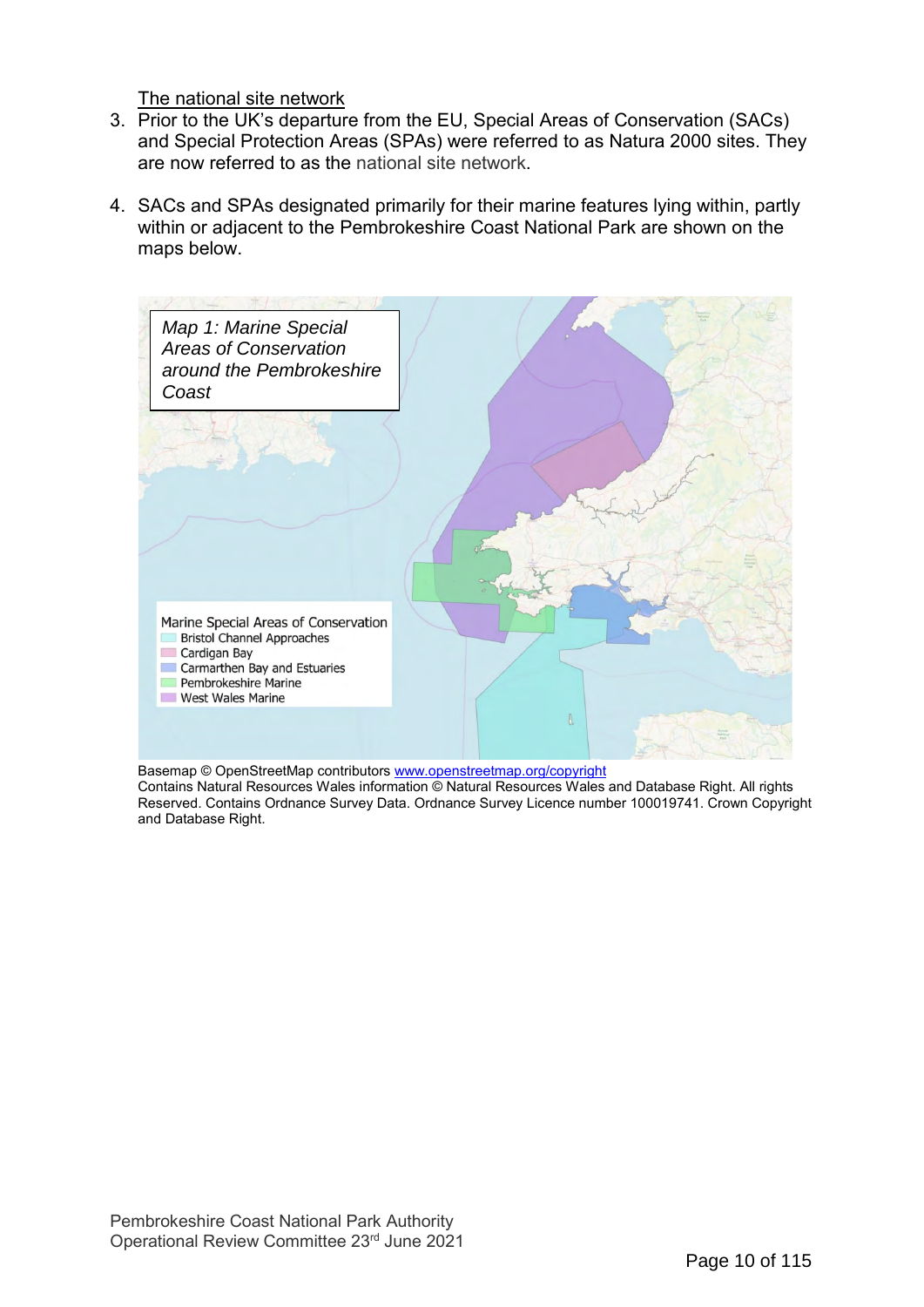The national site network

3. Prior to the UK's departure from the EU, Special Areas of Conservation (SACs) and Special Protection Areas (SPAs) were referred to as Natura 2000 sites. They are now referred to as the national site network.

4. SACs and SPAs designated primarily for their marine features lying within, partly within or adjacent to the Pembrokeshire Coast National Park are shown on the maps below.

*Map 1: Marine Special Areas of Conservation around the Pembrokeshire Coast*

Marine Special Areas of Conservation
- Bristol Channel Approaches
- Cardigan Bay
- Carmarthen Bay and Estuaries
- Pembrokeshire Marine
- West Wales Marine

Basemap © OpenStreetMap contributors www.openstreetmap.org/copyright
Contains Natural Resources Wales information © Natural Resources Wales and Database Right. All rights Reserved. Contains Ordnance Survey Data. Ordnance Survey Licence number 100019741. Crown Copyright and Database Right.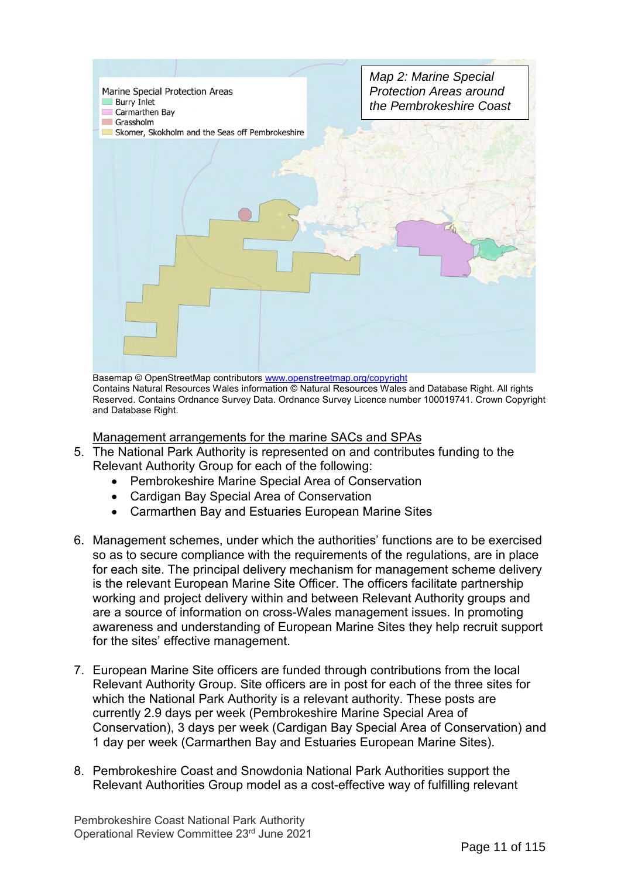Map 2: Marine Special Protection Areas around the Pembrokeshire Coast

Marine Special Protection Areas
- Burry Inlet
- Carmarthen Bay
- Grassholm
- Skomer, Skokholm and the Seas off Pembrokeshire

Basemap © OpenStreetMap contributors www.openstreetmap.org/copyright
Contains Natural Resources Wales information © Natural Resources Wales and Database Right. All rights Reserved. Contains Ordnance Survey Data. Ordnance Survey Licence number 100019741. Crown Copyright and Database Right.

Management arrangements for the marine SACs and SPAs

5. The National Park Authority is represented on and contributes funding to the Relevant Authority Group for each of the following:
   - Pembrokeshire Marine Special Area of Conservation
   - Cardigan Bay Special Area of Conservation
   - Carmarthen Bay and Estuaries European Marine Sites

6. Management schemes, under which the authorities' functions are to be exercised so as to secure compliance with the requirements of the regulations, are in place for each site. The principal delivery mechanism for management scheme delivery is the relevant European Marine Site Officer. The officers facilitate partnership working and project delivery within and between Relevant Authority groups and are a source of information on cross-Wales management issues. In promoting awareness and understanding of European Marine Sites they help recruit support for the sites' effective management.

7. European Marine Site officers are funded through contributions from the local Relevant Authority Group. Site officers are in post for each of the three sites for which the National Park Authority is a relevant authority. These posts are currently 2.9 days per week (Pembrokeshire Marine Special Area of Conservation), 3 days per week (Cardigan Bay Special Area of Conservation) and 1 day per week (Carmarthen Bay and Estuaries European Marine Sites).

8. Pembrokeshire Coast and Snowdonia National Park Authorities support the Relevant Authorities Group model as a cost-effective way of fulfilling relevant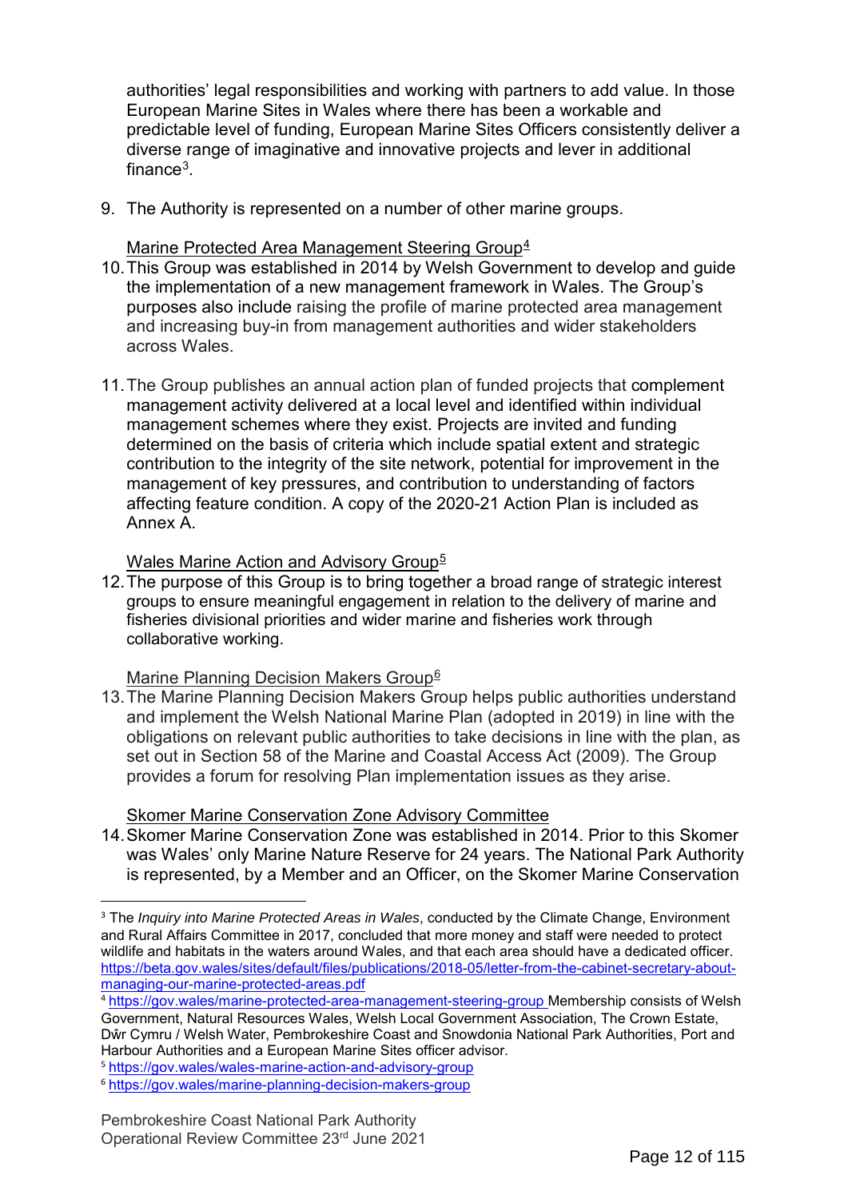authorities' legal responsibilities and working with partners to add value. In those European Marine Sites in Wales where there has been a workable and predictable level of funding, European Marine Sites Officers consistently deliver a diverse range of imaginative and innovative projects and lever in additional finance[3].

9. The Authority is represented on a number of other marine groups.

Marine Protected Area Management Steering Group[4]

10. This Group was established in 2014 by Welsh Government to develop and guide the implementation of a new management framework in Wales. The Group's purposes also include raising the profile of marine protected area management and increasing buy-in from management authorities and wider stakeholders across Wales.

11. The Group publishes an annual action plan of funded projects that complement management activity delivered at a local level and identified within individual management schemes where they exist. Projects are invited and funding determined on the basis of criteria which include spatial extent and strategic contribution to the integrity of the site network, potential for improvement in the management of key pressures, and contribution to understanding of factors affecting feature condition. A copy of the 2020-21 Action Plan is included as Annex A.

Wales Marine Action and Advisory Group[5]

12. The purpose of this Group is to bring together a broad range of strategic interest groups to ensure meaningful engagement in relation to the delivery of marine and fisheries divisional priorities and wider marine and fisheries work through collaborative working.

Marine Planning Decision Makers Group[6]

13. The Marine Planning Decision Makers Group helps public authorities understand and implement the Welsh National Marine Plan (adopted in 2019) in line with the obligations on relevant public authorities to take decisions in line with the plan, as set out in Section 58 of the Marine and Coastal Access Act (2009). The Group provides a forum for resolving Plan implementation issues as they arise.

Skomer Marine Conservation Zone Advisory Committee

14. Skomer Marine Conservation Zone was established in 2014. Prior to this Skomer was Wales' only Marine Nature Reserve for 24 years. The National Park Authority is represented, by a Member and an Officer, on the Skomer Marine Conservation

---

[3] The *Inquiry into Marine Protected Areas in Wales*, conducted by the Climate Change, Environment and Rural Affairs Committee in 2017, concluded that more money and staff were needed to protect wildlife and habitats in the waters around Wales, and that each area should have a dedicated officer. https://beta.gov.wales/sites/default/files/publications/2018-05/letter-from-the-cabinet-secretary-about-managing-our-marine-protected-areas.pdf

[4] https://gov.wales/marine-protected-area-management-steering-group Membership consists of Welsh Government, Natural Resources Wales, Welsh Local Government Association, The Crown Estate, Dŵr Cymru / Welsh Water, Pembrokeshire Coast and Snowdonia National Park Authorities, Port and Harbour Authorities and a European Marine Sites officer advisor.

[5] https://gov.wales/wales-marine-action-and-advisory-group

[6] https://gov.wales/marine-planning-decision-makers-group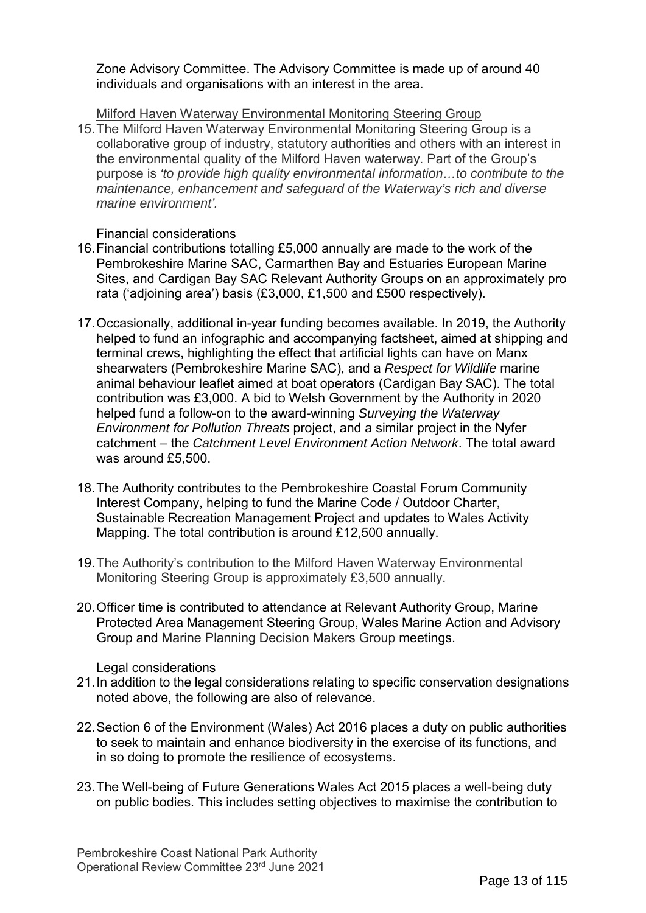Zone Advisory Committee. The Advisory Committee is made up of around 40 individuals and organisations with an interest in the area.

Milford Haven Waterway Environmental Monitoring Steering Group

15. The Milford Haven Waterway Environmental Monitoring Steering Group is a collaborative group of industry, statutory authorities and others with an interest in the environmental quality of the Milford Haven waterway. Part of the Group's purpose is *'to provide high quality environmental information…to contribute to the maintenance, enhancement and safeguard of the Waterway's rich and diverse marine environment'.*

Financial considerations

16. Financial contributions totalling £5,000 annually are made to the work of the Pembrokeshire Marine SAC, Carmarthen Bay and Estuaries European Marine Sites, and Cardigan Bay SAC Relevant Authority Groups on an approximately pro rata ('adjoining area') basis (£3,000, £1,500 and £500 respectively).

17. Occasionally, additional in-year funding becomes available. In 2019, the Authority helped to fund an infographic and accompanying factsheet, aimed at shipping and terminal crews, highlighting the effect that artificial lights can have on Manx shearwaters (Pembrokeshire Marine SAC), and a *Respect for Wildlife* marine animal behaviour leaflet aimed at boat operators (Cardigan Bay SAC). The total contribution was £3,000. A bid to Welsh Government by the Authority in 2020 helped fund a follow-on to the award-winning *Surveying the Waterway Environment for Pollution Threats* project, and a similar project in the Nyfer catchment – the *Catchment Level Environment Action Network*. The total award was around £5,500.

18. The Authority contributes to the Pembrokeshire Coastal Forum Community Interest Company, helping to fund the Marine Code / Outdoor Charter, Sustainable Recreation Management Project and updates to Wales Activity Mapping. The total contribution is around £12,500 annually.

19. The Authority's contribution to the Milford Haven Waterway Environmental Monitoring Steering Group is approximately £3,500 annually.

20. Officer time is contributed to attendance at Relevant Authority Group, Marine Protected Area Management Steering Group, Wales Marine Action and Advisory Group and Marine Planning Decision Makers Group meetings.

Legal considerations

21. In addition to the legal considerations relating to specific conservation designations noted above, the following are also of relevance.

22. Section 6 of the Environment (Wales) Act 2016 places a duty on public authorities to seek to maintain and enhance biodiversity in the exercise of its functions, and in so doing to promote the resilience of ecosystems.

23. The Well-being of Future Generations Wales Act 2015 places a well-being duty on public bodies. This includes setting objectives to maximise the contribution to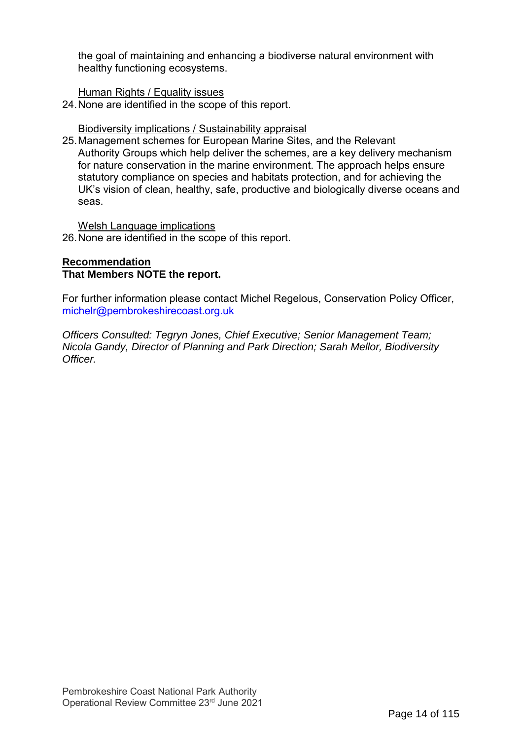the goal of maintaining and enhancing a biodiverse natural environment with healthy functioning ecosystems.

Human Rights / Equality issues

24. None are identified in the scope of this report.

Biodiversity implications / Sustainability appraisal

25. Management schemes for European Marine Sites, and the Relevant Authority Groups which help deliver the schemes, are a key delivery mechanism for nature conservation in the marine environment. The approach helps ensure statutory compliance on species and habitats protection, and for achieving the UK's vision of clean, healthy, safe, productive and biologically diverse oceans and seas.

Welsh Language implications

26. None are identified in the scope of this report.

**Recommendation**

**That Members NOTE the report.**

For further information please contact Michel Regelous, Conservation Policy Officer, michelr@pembrokeshirecoast.org.uk

*Officers Consulted: Tegryn Jones, Chief Executive; Senior Management Team; Nicola Gandy, Director of Planning and Park Direction; Sarah Mellor, Biodiversity Officer.*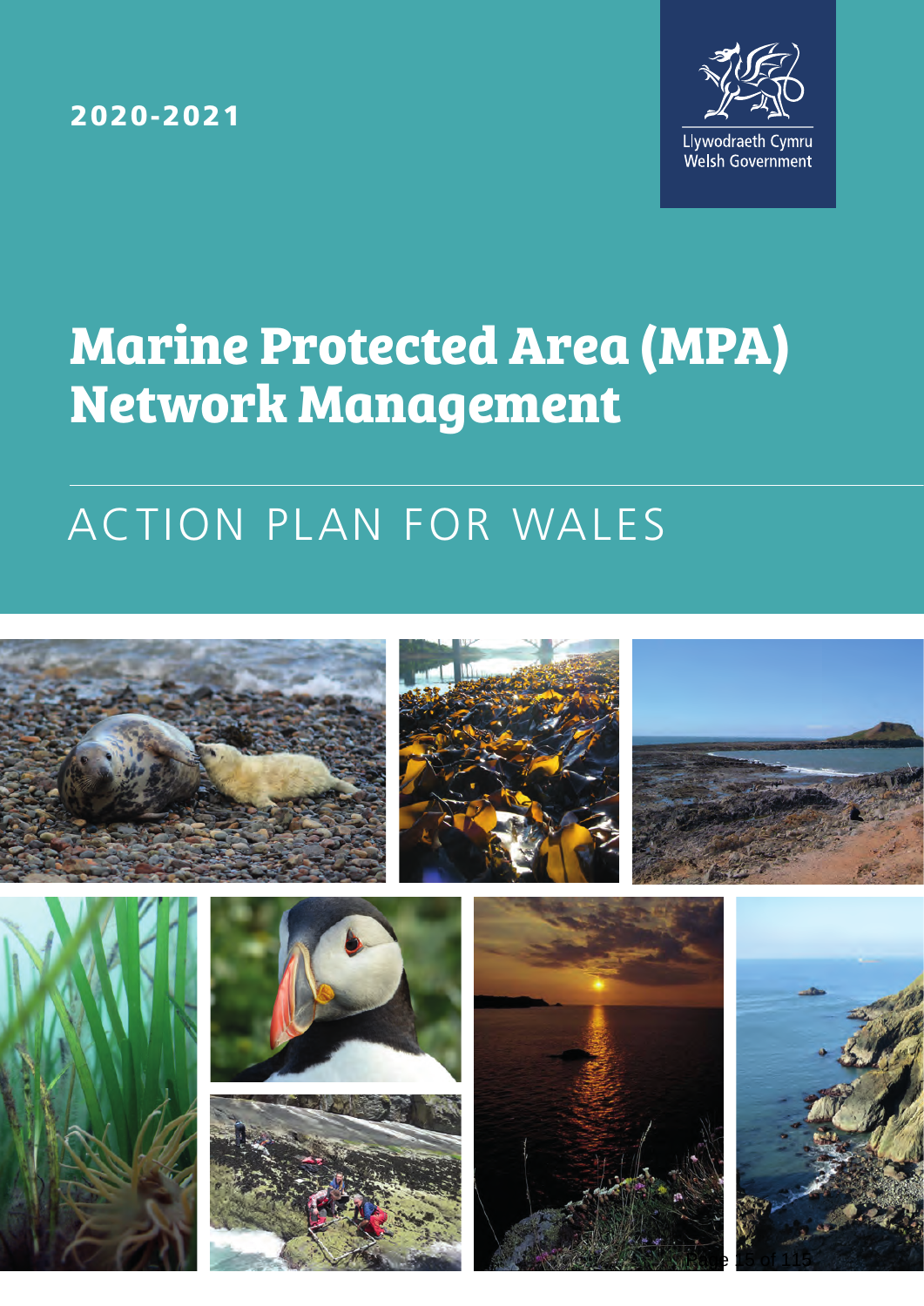2020-2021

Llywodraeth Cymru
Welsh Government

# Marine Protected Area (MPA) Network Management

## ACTION PLAN FOR WALES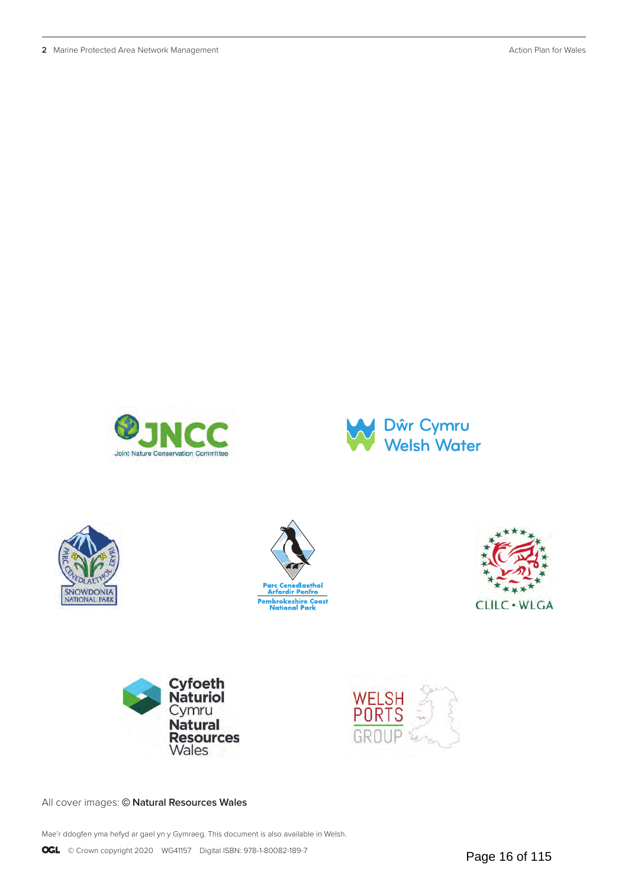All cover images: **© Natural Resources Wales**

Mae'r ddogfen yma hefyd ar gael yn y Gymraeg. This document is also available in Welsh.

OGL © Crown copyright 2020 WG41157 Digital ISBN: 978-1-80082-189-7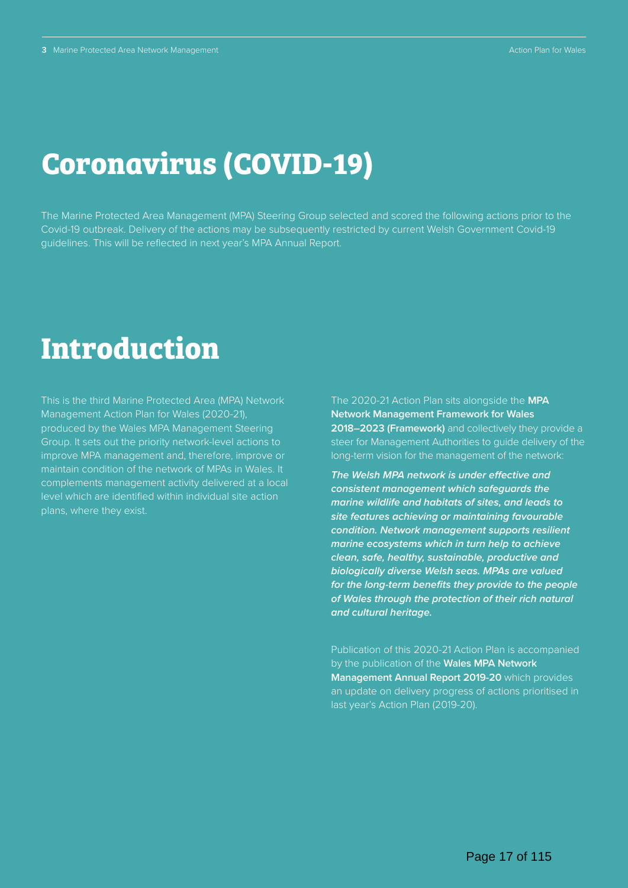# Coronavirus (COVID-19)

The Marine Protected Area Management (MPA) Steering Group selected and scored the following actions prior to the Covid-19 outbreak. Delivery of the actions may be subsequently restricted by current Welsh Government Covid-19 guidelines. This will be reflected in next year's MPA Annual Report.

# Introduction

This is the third Marine Protected Area (MPA) Network Management Action Plan for Wales (2020-21), produced by the Wales MPA Management Steering Group. It sets out the priority network-level actions to improve MPA management and, therefore, improve or maintain condition of the network of MPAs in Wales. It complements management activity delivered at a local level which are identified within individual site action plans, where they exist.

The 2020-21 Action Plan sits alongside the **MPA Network Management Framework for Wales 2018–2023 (Framework)** and collectively they provide a steer for Management Authorities to guide delivery of the long-term vision for the management of the network:

***The Welsh MPA network is under effective and consistent management which safeguards the marine wildlife and habitats of sites, and leads to site features achieving or maintaining favourable condition. Network management supports resilient marine ecosystems which in turn help to achieve clean, safe, healthy, sustainable, productive and biologically diverse Welsh seas. MPAs are valued for the long-term benefits they provide to the people of Wales through the protection of their rich natural and cultural heritage.***

Publication of this 2020-21 Action Plan is accompanied by the publication of the **Wales MPA Network Management Annual Report 2019-20** which provides an update on delivery progress of actions prioritised in last year's Action Plan (2019-20).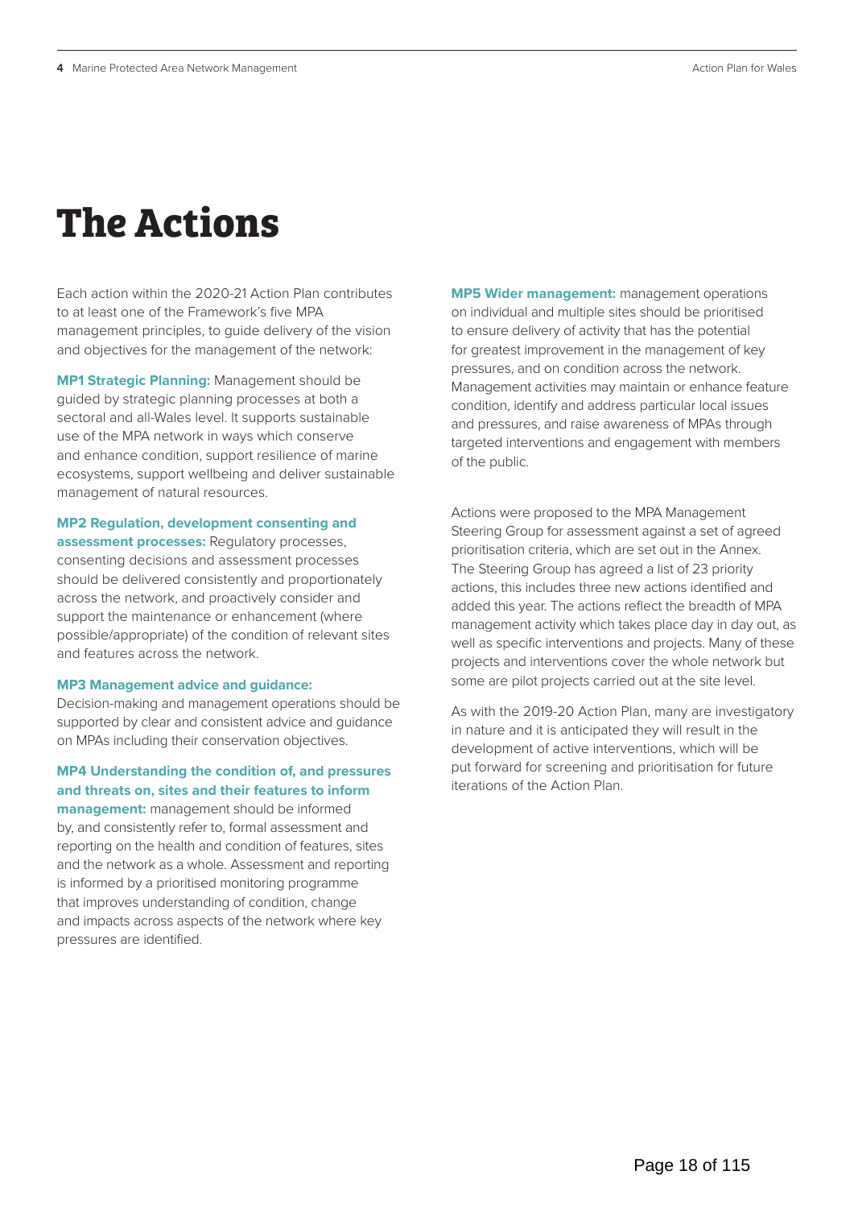# The Actions

Each action within the 2020-21 Action Plan contributes to at least one of the Framework's five MPA management principles, to guide delivery of the vision and objectives for the management of the network:

**MP1 Strategic Planning:** Management should be guided by strategic planning processes at both a sectoral and all-Wales level. It supports sustainable use of the MPA network in ways which conserve and enhance condition, support resilience of marine ecosystems, support wellbeing and deliver sustainable management of natural resources.

**MP2 Regulation, development consenting and assessment processes:** Regulatory processes, consenting decisions and assessment processes should be delivered consistently and proportionately across the network, and proactively consider and support the maintenance or enhancement (where possible/appropriate) of the condition of relevant sites and features across the network.

**MP3 Management advice and guidance:** Decision-making and management operations should be supported by clear and consistent advice and guidance on MPAs including their conservation objectives.

**MP4 Understanding the condition of, and pressures and threats on, sites and their features to inform management:** management should be informed by, and consistently refer to, formal assessment and reporting on the health and condition of features, sites and the network as a whole. Assessment and reporting is informed by a prioritised monitoring programme that improves understanding of condition, change and impacts across aspects of the network where key pressures are identified.

**MP5 Wider management:** management operations on individual and multiple sites should be prioritised to ensure delivery of activity that has the potential for greatest improvement in the management of key pressures, and on condition across the network. Management activities may maintain or enhance feature condition, identify and address particular local issues and pressures, and raise awareness of MPAs through targeted interventions and engagement with members of the public.

Actions were proposed to the MPA Management Steering Group for assessment against a set of agreed prioritisation criteria, which are set out in the Annex. The Steering Group has agreed a list of 23 priority actions, this includes three new actions identified and added this year. The actions reflect the breadth of MPA management activity which takes place day in day out, as well as specific interventions and projects. Many of these projects and interventions cover the whole network but some are pilot projects carried out at the site level.

As with the 2019-20 Action Plan, many are investigatory in nature and it is anticipated they will result in the development of active interventions, which will be put forward for screening and prioritisation for future iterations of the Action Plan.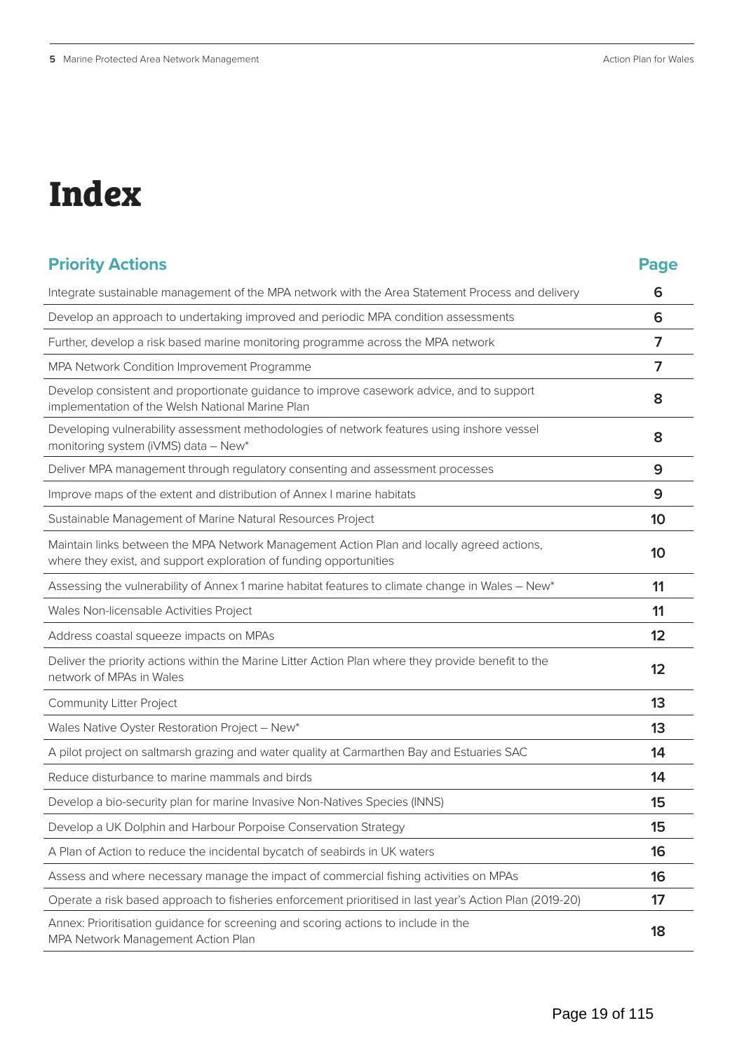# Index

| Priority Actions | Page |
|---|---|
| Integrate sustainable management of the MPA network with the Area Statement Process and delivery | 6 |
| Develop an approach to undertaking improved and periodic MPA condition assessments | 6 |
| Further, develop a risk based marine monitoring programme across the MPA network | 7 |
| MPA Network Condition Improvement Programme | 7 |
| Develop consistent and proportionate guidance to improve casework advice, and to support implementation of the Welsh National Marine Plan | 8 |
| Developing vulnerability assessment methodologies of network features using inshore vessel monitoring system (iVMS) data – New* | 8 |
| Deliver MPA management through regulatory consenting and assessment processes | 9 |
| Improve maps of the extent and distribution of Annex I marine habitats | 9 |
| Sustainable Management of Marine Natural Resources Project | 10 |
| Maintain links between the MPA Network Management Action Plan and locally agreed actions, where they exist, and support exploration of funding opportunities | 10 |
| Assessing the vulnerability of Annex 1 marine habitat features to climate change in Wales – New* | 11 |
| Wales Non-licensable Activities Project | 11 |
| Address coastal squeeze impacts on MPAs | 12 |
| Deliver the priority actions within the Marine Litter Action Plan where they provide benefit to the network of MPAs in Wales | 12 |
| Community Litter Project | 13 |
| Wales Native Oyster Restoration Project – New* | 13 |
| A pilot project on saltmarsh grazing and water quality at Carmarthen Bay and Estuaries SAC | 14 |
| Reduce disturbance to marine mammals and birds | 14 |
| Develop a bio-security plan for marine Invasive Non-Natives Species (INNS) | 15 |
| Develop a UK Dolphin and Harbour Porpoise Conservation Strategy | 15 |
| A Plan of Action to reduce the incidental bycatch of seabirds in UK waters | 16 |
| Assess and where necessary manage the impact of commercial fishing activities on MPAs | 16 |
| Operate a risk based approach to fisheries enforcement prioritised in last year's Action Plan (2019-20) | 17 |
| Annex: Prioritisation guidance for screening and scoring actions to include in the MPA Network Management Action Plan | 18 |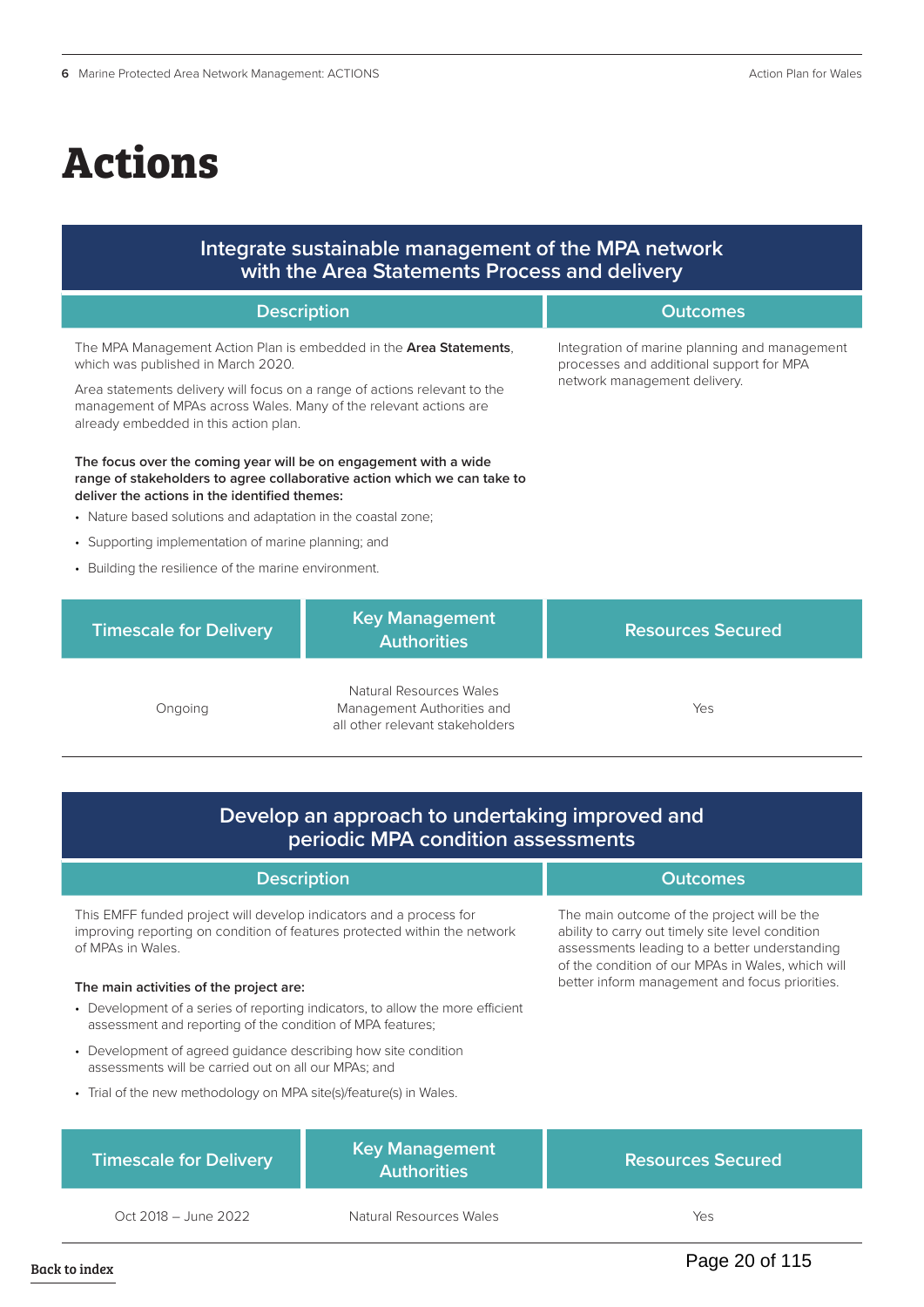# Actions

## Integrate sustainable management of the MPA network with the Area Statements Process and delivery

| Description | Outcomes |
|---|---|
| The MPA Management Action Plan is embedded in the **Area Statements**, which was published in March 2020.<br><br>Area statements delivery will focus on a range of actions relevant to the management of MPAs across Wales. Many of the relevant actions are already embedded in this action plan.<br><br>**The focus over the coming year will be on engagement with a wide range of stakeholders to agree collaborative action which we can take to deliver the actions in the identified themes:**<br>• Nature based solutions and adaptation in the coastal zone;<br>• Supporting implementation of marine planning; and<br>• Building the resilience of the marine environment. | Integration of marine planning and management processes and additional support for MPA network management delivery. |

| Timescale for Delivery | Key Management Authorities | Resources Secured |
|---|---|---|
| Ongoing | Natural Resources Wales Management Authorities and all other relevant stakeholders | Yes |

## Develop an approach to undertaking improved and periodic MPA condition assessments

| Description | Outcomes |
|---|---|
| This EMFF funded project will develop indicators and a process for improving reporting on condition of features protected within the network of MPAs in Wales.<br><br>**The main activities of the project are:**<br>• Development of a series of reporting indicators, to allow the more efficient assessment and reporting of the condition of MPA features;<br>• Development of agreed guidance describing how site condition assessments will be carried out on all our MPAs; and<br>• Trial of the new methodology on MPA site(s)/feature(s) in Wales. | The main outcome of the project will be the ability to carry out timely site level condition assessments leading to a better understanding of the condition of our MPAs in Wales, which will better inform management and focus priorities. |

| Timescale for Delivery | Key Management Authorities | Resources Secured |
|---|---|---|
| Oct 2018 – June 2022 | Natural Resources Wales | Yes |

Back to index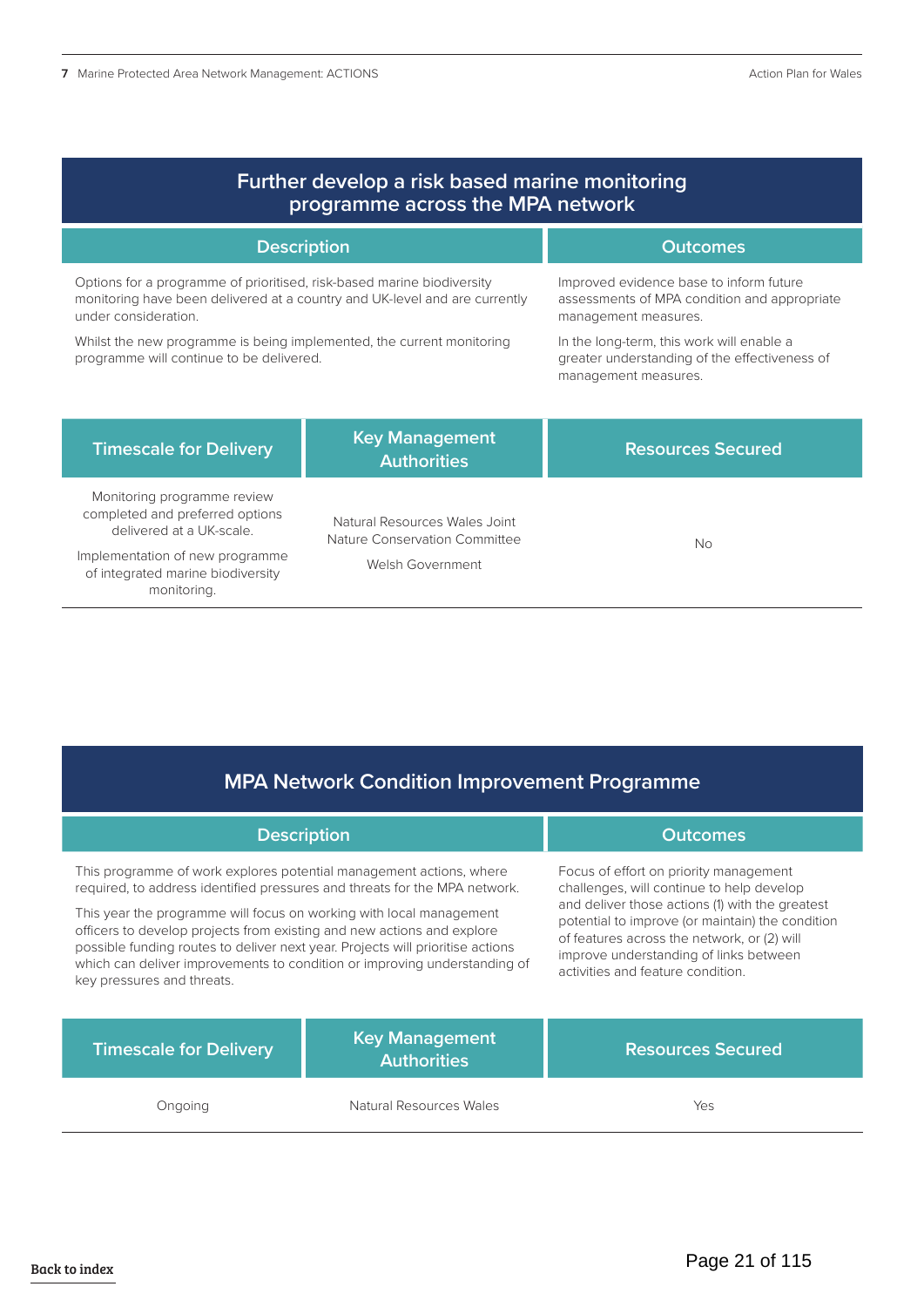## Further develop a risk based marine monitoring programme across the MPA network

| Description | Outcomes |
| --- | --- |
| Options for a programme of prioritised, risk-based marine biodiversity monitoring have been delivered at a country and UK-level and are currently under consideration.<br><br>Whilst the new programme is being implemented, the current monitoring programme will continue to be delivered. | Improved evidence base to inform future assessments of MPA condition and appropriate management measures.<br><br>In the long-term, this work will enable a greater understanding of the effectiveness of management measures. |

| Timescale for Delivery | Key Management Authorities | Resources Secured |
| --- | --- | --- |
| Monitoring programme review completed and preferred options delivered at a UK-scale.<br><br>Implementation of new programme of integrated marine biodiversity monitoring. | Natural Resources Wales Joint Nature Conservation Committee<br><br>Welsh Government | No |

## MPA Network Condition Improvement Programme

| Description | Outcomes |
| --- | --- |
| This programme of work explores potential management actions, where required, to address identified pressures and threats for the MPA network.<br><br>This year the programme will focus on working with local management officers to develop projects from existing and new actions and explore possible funding routes to deliver next year. Projects will prioritise actions which can deliver improvements to condition or improving understanding of key pressures and threats. | Focus of effort on priority management challenges, will continue to help develop and deliver those actions (1) with the greatest potential to improve (or maintain) the condition of features across the network, or (2) will improve understanding of links between activities and feature condition. |

| Timescale for Delivery | Key Management Authorities | Resources Secured |
| --- | --- | --- |
| Ongoing | Natural Resources Wales | Yes |

Back to index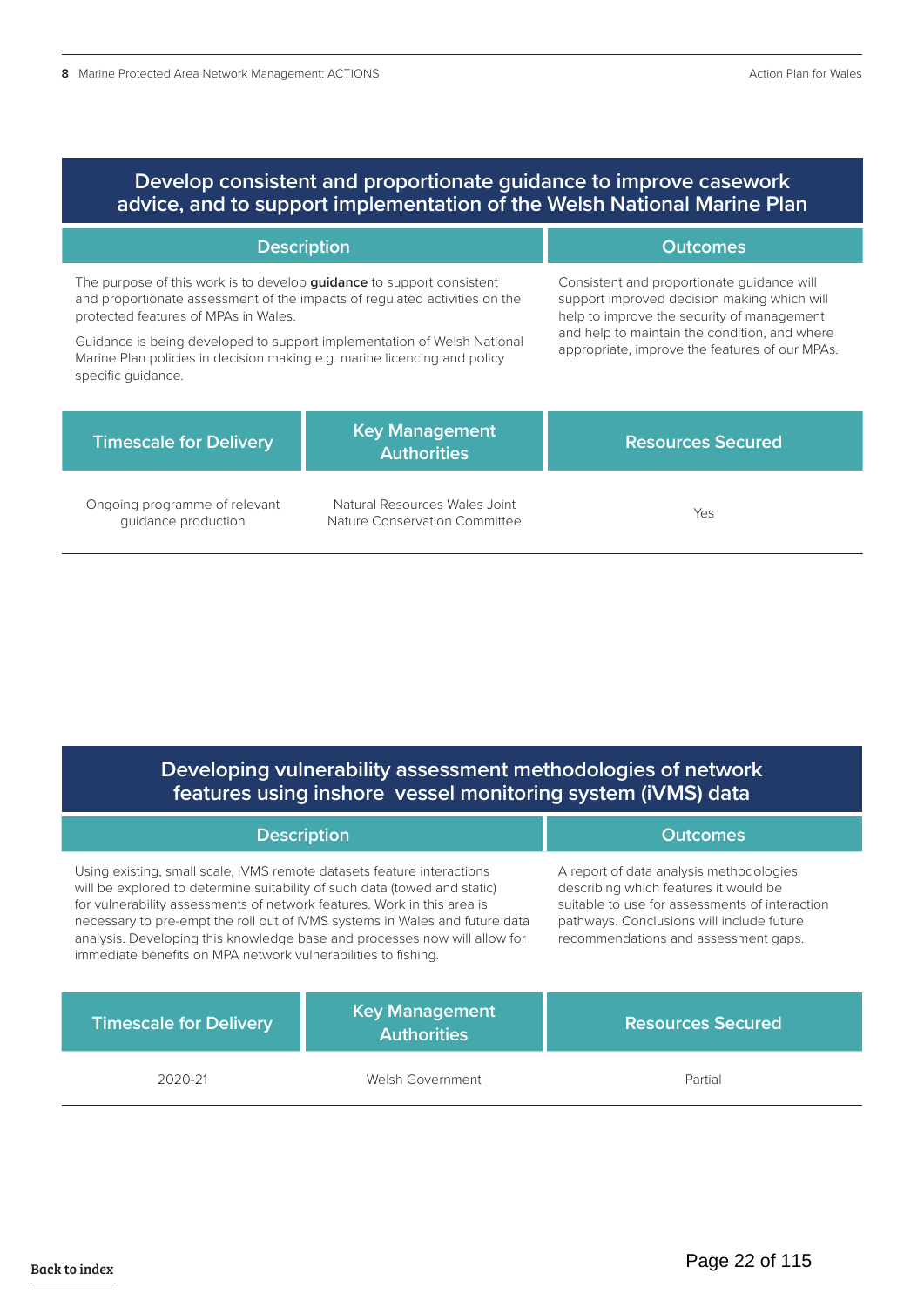## Develop consistent and proportionate guidance to improve casework advice, and to support implementation of the Welsh National Marine Plan

| Description | Outcomes |
|---|---|
| The purpose of this work is to develop **guidance** to support consistent and proportionate assessment of the impacts of regulated activities on the protected features of MPAs in Wales.<br><br>Guidance is being developed to support implementation of Welsh National Marine Plan policies in decision making e.g. marine licencing and policy specific guidance. | Consistent and proportionate guidance will support improved decision making which will help to improve the security of management and help to maintain the condition, and where appropriate, improve the features of our MPAs. |

| Timescale for Delivery | Key Management Authorities | Resources Secured |
|---|---|---|
| Ongoing programme of relevant guidance production | Natural Resources Wales Joint Nature Conservation Committee | Yes |

## Developing vulnerability assessment methodologies of network features using inshore vessel monitoring system (iVMS) data

| Description | Outcomes |
|---|---|
| Using existing, small scale, iVMS remote datasets feature interactions will be explored to determine suitability of such data (towed and static) for vulnerability assessments of network features. Work in this area is necessary to pre-empt the roll out of iVMS systems in Wales and future data analysis. Developing this knowledge base and processes now will allow for immediate benefits on MPA network vulnerabilities to fishing. | A report of data analysis methodologies describing which features it would be suitable to use for assessments of interaction pathways. Conclusions will include future recommendations and assessment gaps. |

| Timescale for Delivery | Key Management Authorities | Resources Secured |
|---|---|---|
| 2020-21 | Welsh Government | Partial |

Back to index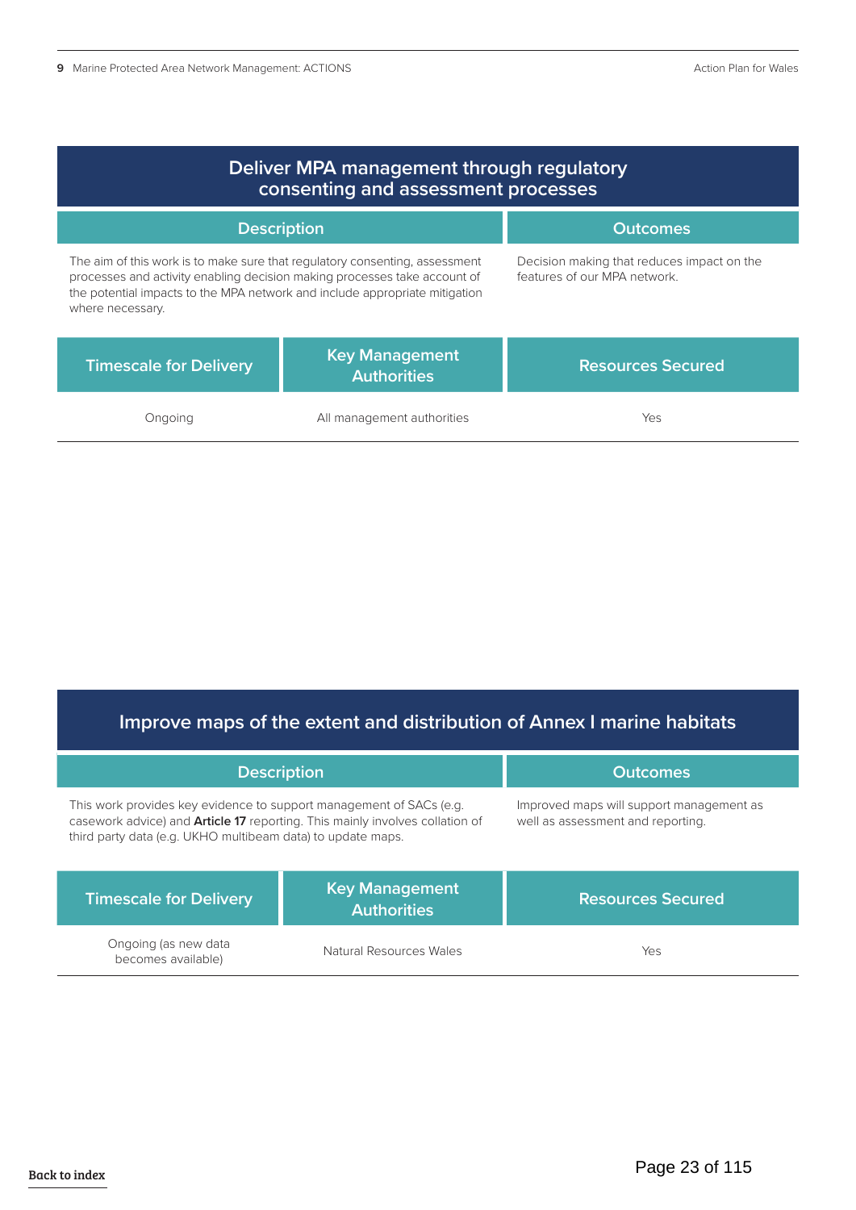## Deliver MPA management through regulatory consenting and assessment processes

| Description | Outcomes |
|---|---|
| The aim of this work is to make sure that regulatory consenting, assessment processes and activity enabling decision making processes take account of the potential impacts to the MPA network and include appropriate mitigation where necessary. | Decision making that reduces impact on the features of our MPA network. |

| Timescale for Delivery | Key Management Authorities | Resources Secured |
|---|---|---|
| Ongoing | All management authorities | Yes |

## Improve maps of the extent and distribution of Annex I marine habitats

| Description | Outcomes |
|---|---|
| This work provides key evidence to support management of SACs (e.g. casework advice) and **Article 17** reporting. This mainly involves collation of third party data (e.g. UKHO multibeam data) to update maps. | Improved maps will support management as well as assessment and reporting. |

| Timescale for Delivery | Key Management Authorities | Resources Secured |
|---|---|---|
| Ongoing (as new data becomes available) | Natural Resources Wales | Yes |

Back to index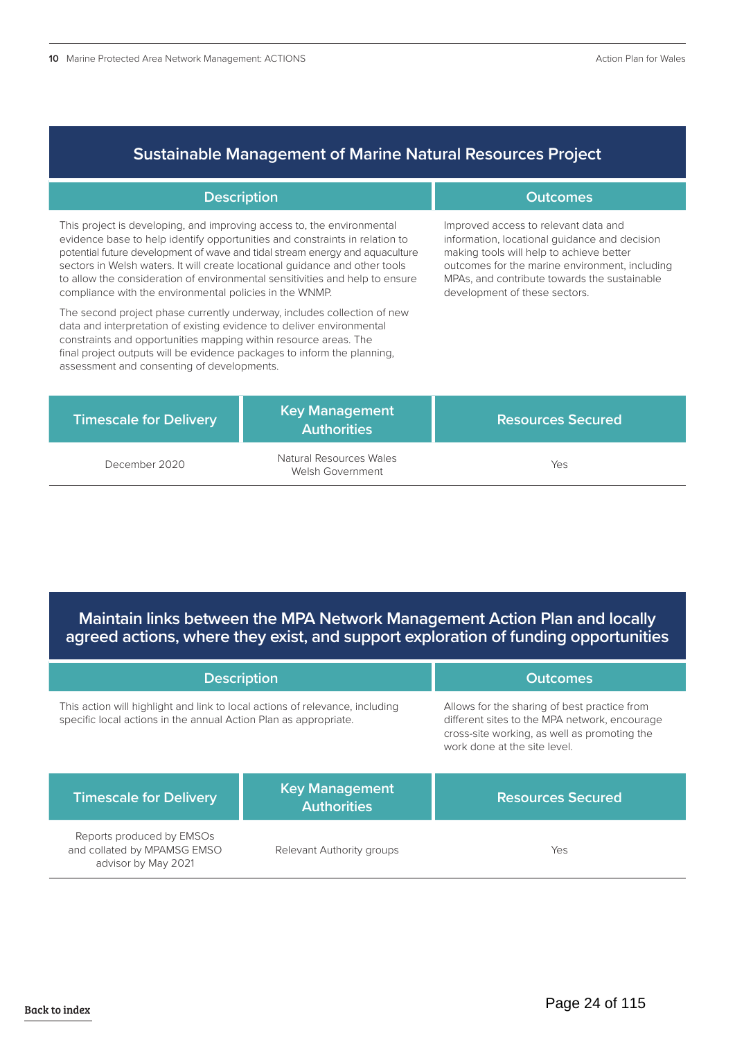## Sustainable Management of Marine Natural Resources Project

| Description | Outcomes |
|---|---|
| This project is developing, and improving access to, the environmental evidence base to help identify opportunities and constraints in relation to potential future development of wave and tidal stream energy and aquaculture sectors in Welsh waters. It will create locational guidance and other tools to allow the consideration of environmental sensitivities and help to ensure compliance with the environmental policies in the WNMP.<br><br>The second project phase currently underway, includes collection of new data and interpretation of existing evidence to deliver environmental constraints and opportunities mapping within resource areas. The final project outputs will be evidence packages to inform the planning, assessment and consenting of developments. | Improved access to relevant data and information, locational guidance and decision making tools will help to achieve better outcomes for the marine environment, including MPAs, and contribute towards the sustainable development of these sectors. |

| Timescale for Delivery | Key Management Authorities | Resources Secured |
|---|---|---|
| December 2020 | Natural Resources Wales<br>Welsh Government | Yes |

## Maintain links between the MPA Network Management Action Plan and locally agreed actions, where they exist, and support exploration of funding opportunities

| Description | Outcomes |
|---|---|
| This action will highlight and link to local actions of relevance, including specific local actions in the annual Action Plan as appropriate. | Allows for the sharing of best practice from different sites to the MPA network, encourage cross-site working, as well as promoting the work done at the site level. |

| Timescale for Delivery | Key Management Authorities | Resources Secured |
|---|---|---|
| Reports produced by EMSOs and collated by MPAMSG EMSO advisor by May 2021 | Relevant Authority groups | Yes |

Back to index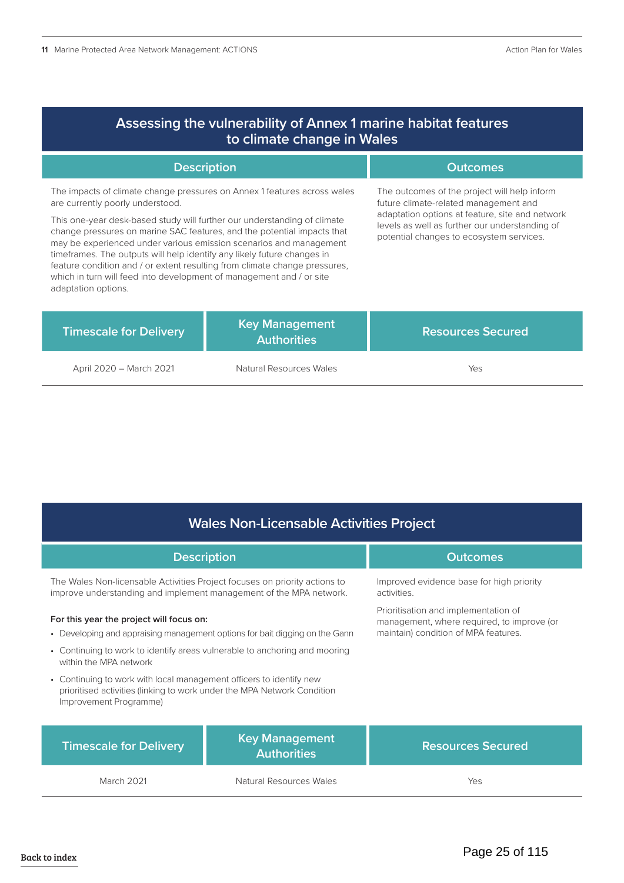## Assessing the vulnerability of Annex 1 marine habitat features to climate change in Wales

| Description | Outcomes |
|---|---|
| The impacts of climate change pressures on Annex 1 features across wales are currently poorly understood.<br><br>This one-year desk-based study will further our understanding of climate change pressures on marine SAC features, and the potential impacts that may be experienced under various emission scenarios and management timeframes. The outputs will help identify any likely future changes in feature condition and / or extent resulting from climate change pressures, which in turn will feed into development of management and / or site adaptation options. | The outcomes of the project will help inform future climate-related management and adaptation options at feature, site and network levels as well as further our understanding of potential changes to ecosystem services. |

| Timescale for Delivery | Key Management Authorities | Resources Secured |
|---|---|---|
| April 2020 – March 2021 | Natural Resources Wales | Yes |

## Wales Non-Licensable Activities Project

| Description | Outcomes |
|---|---|
| The Wales Non-licensable Activities Project focuses on priority actions to improve understanding and implement management of the MPA network.<br><br>**For this year the project will focus on:**<br>• Developing and appraising management options for bait digging on the Gann<br>• Continuing to work to identify areas vulnerable to anchoring and mooring within the MPA network<br>• Continuing to work with local management officers to identify new prioritised activities (linking to work under the MPA Network Condition Improvement Programme) | Improved evidence base for high priority activities.<br><br>Prioritisation and implementation of management, where required, to improve (or maintain) condition of MPA features. |

| Timescale for Delivery | Key Management Authorities | Resources Secured |
|---|---|---|
| March 2021 | Natural Resources Wales | Yes |

Back to index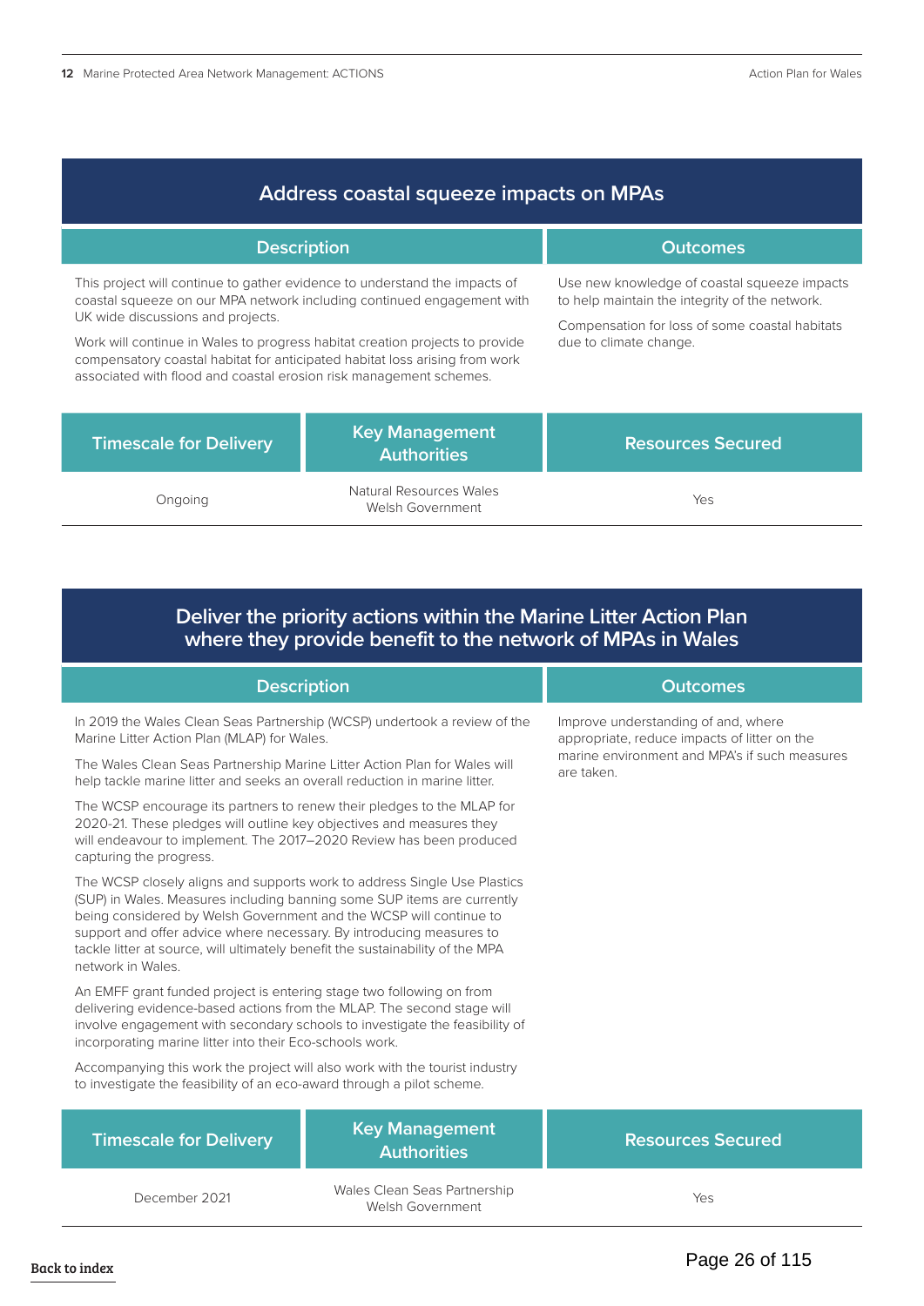## Address coastal squeeze impacts on MPAs

| Description | Outcomes |
|---|---|
| This project will continue to gather evidence to understand the impacts of coastal squeeze on our MPA network including continued engagement with UK wide discussions and projects.<br><br>Work will continue in Wales to progress habitat creation projects to provide compensatory coastal habitat for anticipated habitat loss arising from work associated with flood and coastal erosion risk management schemes. | Use new knowledge of coastal squeeze impacts to help maintain the integrity of the network.<br><br>Compensation for loss of some coastal habitats due to climate change. |

| Timescale for Delivery | Key Management Authorities | Resources Secured |
|---|---|---|
| Ongoing | Natural Resources Wales<br>Welsh Government | Yes |

## Deliver the priority actions within the Marine Litter Action Plan where they provide benefit to the network of MPAs in Wales

| Description | Outcomes |
|---|---|
| In 2019 the Wales Clean Seas Partnership (WCSP) undertook a review of the Marine Litter Action Plan (MLAP) for Wales.<br><br>The Wales Clean Seas Partnership Marine Litter Action Plan for Wales will help tackle marine litter and seeks an overall reduction in marine litter.<br><br>The WCSP encourage its partners to renew their pledges to the MLAP for 2020-21. These pledges will outline key objectives and measures they will endeavour to implement. The 2017–2020 Review has been produced capturing the progress.<br><br>The WCSP closely aligns and supports work to address Single Use Plastics (SUP) in Wales. Measures including banning some SUP items are currently being considered by Welsh Government and the WCSP will continue to support and offer advice where necessary. By introducing measures to tackle litter at source, will ultimately benefit the sustainability of the MPA network in Wales.<br><br>An EMFF grant funded project is entering stage two following on from delivering evidence-based actions from the MLAP. The second stage will involve engagement with secondary schools to investigate the feasibility of incorporating marine litter into their Eco-schools work.<br><br>Accompanying this work the project will also work with the tourist industry to investigate the feasibility of an eco-award through a pilot scheme. | Improve understanding of and, where appropriate, reduce impacts of litter on the marine environment and MPA's if such measures are taken. |

| Timescale for Delivery | Key Management Authorities | Resources Secured |
|---|---|---|
| December 2021 | Wales Clean Seas Partnership<br>Welsh Government | Yes |

Back to index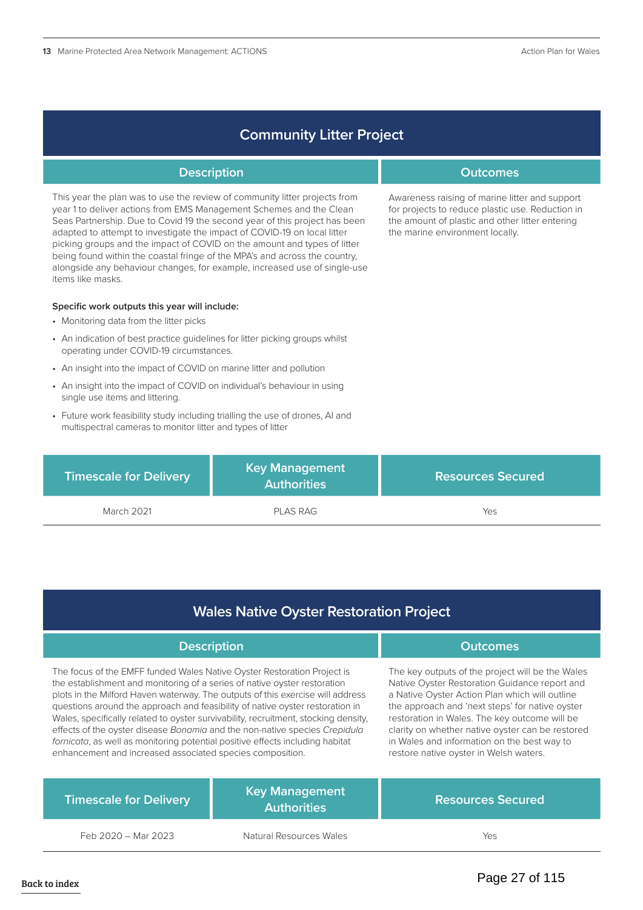## Community Litter Project

### Description

This year the plan was to use the review of community litter projects from year 1 to deliver actions from EMS Management Schemes and the Clean Seas Partnership. Due to Covid 19 the second year of this project has been adapted to attempt to investigate the impact of COVID-19 on local litter picking groups and the impact of COVID on the amount and types of litter being found within the coastal fringe of the MPA's and across the country, alongside any behaviour changes, for example, increased use of single-use items like masks.

**Specific work outputs this year will include:**

- Monitoring data from the litter picks
- An indication of best practice guidelines for litter picking groups whilst operating under COVID-19 circumstances.
- An insight into the impact of COVID on marine litter and pollution
- An insight into the impact of COVID on individual's behaviour in using single use items and littering.
- Future work feasibility study including trialling the use of drones, AI and multispectral cameras to monitor litter and types of litter

### Outcomes

Awareness raising of marine litter and support for projects to reduce plastic use. Reduction in the amount of plastic and other litter entering the marine environment locally.

| Timescale for Delivery | Key Management Authorities | Resources Secured |
|---|---|---|
| March 2021 | PLAS RAG | Yes |

## Wales Native Oyster Restoration Project

### Description

The focus of the EMFF funded Wales Native Oyster Restoration Project is the establishment and monitoring of a series of native oyster restoration plots in the Milford Haven waterway. The outputs of this exercise will address questions around the approach and feasibility of native oyster restoration in Wales, specifically related to oyster survivability, recruitment, stocking density, effects of the oyster disease *Bonamia* and the non-native species *Crepidula fornicata*, as well as monitoring potential positive effects including habitat enhancement and increased associated species composition.

### Outcomes

The key outputs of the project will be the Wales Native Oyster Restoration Guidance report and a Native Oyster Action Plan which will outline the approach and 'next steps' for native oyster restoration in Wales. The key outcome will be clarity on whether native oyster can be restored in Wales and information on the best way to restore native oyster in Welsh waters.

| Timescale for Delivery | Key Management Authorities | Resources Secured |
|---|---|---|
| Feb 2020 – Mar 2023 | Natural Resources Wales | Yes |

Back to index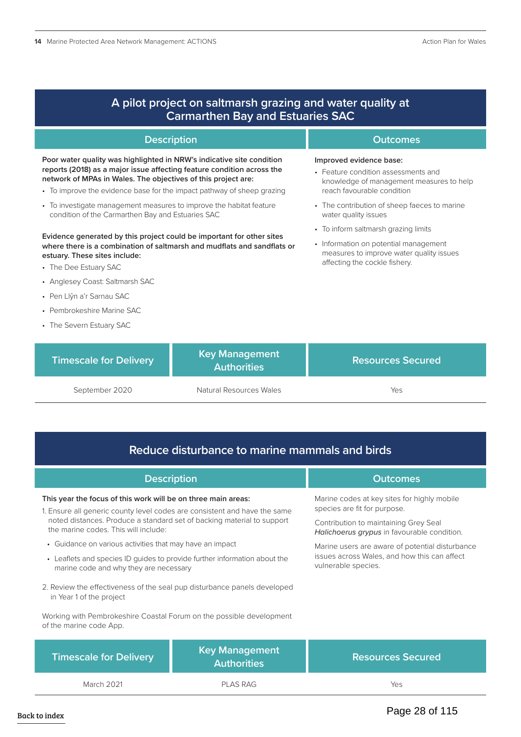## A pilot project on saltmarsh grazing and water quality at Carmarthen Bay and Estuaries SAC

### Description

**Poor water quality was highlighted in NRW's indicative site condition reports (2018) as a major issue affecting feature condition across the network of MPAs in Wales. The objectives of this project are:**

- To improve the evidence base for the impact pathway of sheep grazing
- To investigate management measures to improve the habitat feature condition of the Carmarthen Bay and Estuaries SAC

**Evidence generated by this project could be important for other sites where there is a combination of saltmarsh and mudflats and sandflats or estuary. These sites include:**

- The Dee Estuary SAC
- Anglesey Coast: Saltmarsh SAC
- Pen Llŷn a'r Sarnau SAC
- Pembrokeshire Marine SAC
- The Severn Estuary SAC

### Outcomes

**Improved evidence base:**

- Feature condition assessments and knowledge of management measures to help reach favourable condition
- The contribution of sheep faeces to marine water quality issues
- To inform saltmarsh grazing limits
- Information on potential management measures to improve water quality issues affecting the cockle fishery.

| Timescale for Delivery | Key Management Authorities | Resources Secured |
|---|---|---|
| September 2020 | Natural Resources Wales | Yes |

## Reduce disturbance to marine mammals and birds

### Description

**This year the focus of this work will be on three main areas:**

1. Ensure all generic county level codes are consistent and have the same noted distances. Produce a standard set of backing material to support the marine codes. This will include:
   - Guidance on various activities that may have an impact
   - Leaflets and species ID guides to provide further information about the marine code and why they are necessary
2. Review the effectiveness of the seal pup disturbance panels developed in Year 1 of the project

Working with Pembrokeshire Coastal Forum on the possible development of the marine code App.

### Outcomes

Marine codes at key sites for highly mobile species are fit for purpose.

Contribution to maintaining Grey Seal *Halichoerus grypus* in favourable condition.

Marine users are aware of potential disturbance issues across Wales, and how this can affect vulnerable species.

| Timescale for Delivery | Key Management Authorities | Resources Secured |
|---|---|---|
| March 2021 | PLAS RAG | Yes |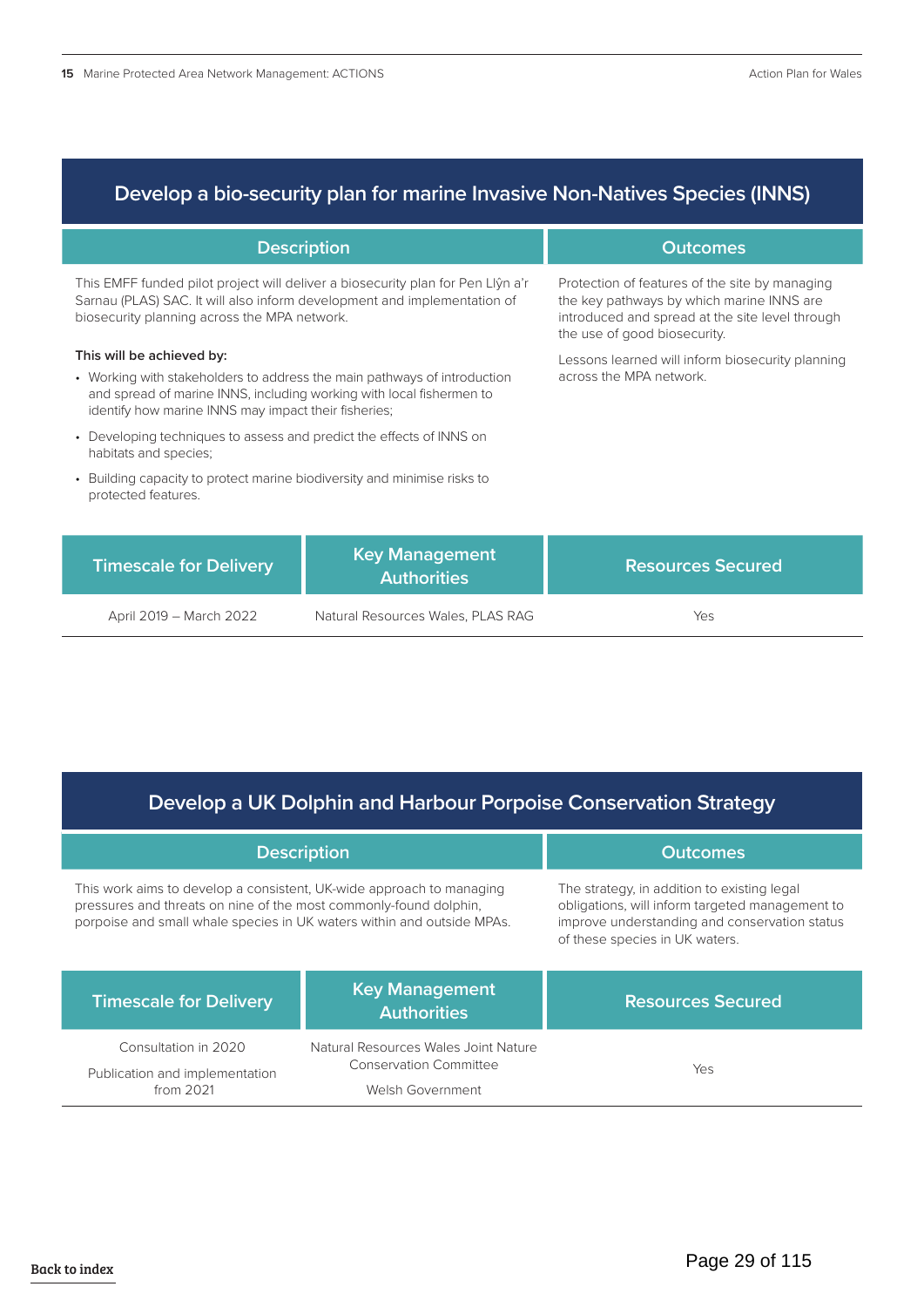## Develop a bio-security plan for marine Invasive Non-Natives Species (INNS)

| Description | Outcomes |
|---|---|
| This EMFF funded pilot project will deliver a biosecurity plan for Pen Llŷn a'r Sarnau (PLAS) SAC. It will also inform development and implementation of biosecurity planning across the MPA network.<br><br>**This will be achieved by:**<br>• Working with stakeholders to address the main pathways of introduction and spread of marine INNS, including working with local fishermen to identify how marine INNS may impact their fisheries;<br>• Developing techniques to assess and predict the effects of INNS on habitats and species;<br>• Building capacity to protect marine biodiversity and minimise risks to protected features. | Protection of features of the site by managing the key pathways by which marine INNS are introduced and spread at the site level through the use of good biosecurity.<br><br>Lessons learned will inform biosecurity planning across the MPA network. |

| Timescale for Delivery | Key Management Authorities | Resources Secured |
|---|---|---|
| April 2019 – March 2022 | Natural Resources Wales, PLAS RAG | Yes |

## Develop a UK Dolphin and Harbour Porpoise Conservation Strategy

| Description | Outcomes |
|---|---|
| This work aims to develop a consistent, UK-wide approach to managing pressures and threats on nine of the most commonly-found dolphin, porpoise and small whale species in UK waters within and outside MPAs. | The strategy, in addition to existing legal obligations, will inform targeted management to improve understanding and conservation status of these species in UK waters. |

| Timescale for Delivery | Key Management Authorities | Resources Secured |
|---|---|---|
| Consultation in 2020<br><br>Publication and implementation from 2021 | Natural Resources Wales Joint Nature Conservation Committee<br><br>Welsh Government | Yes |

Back to index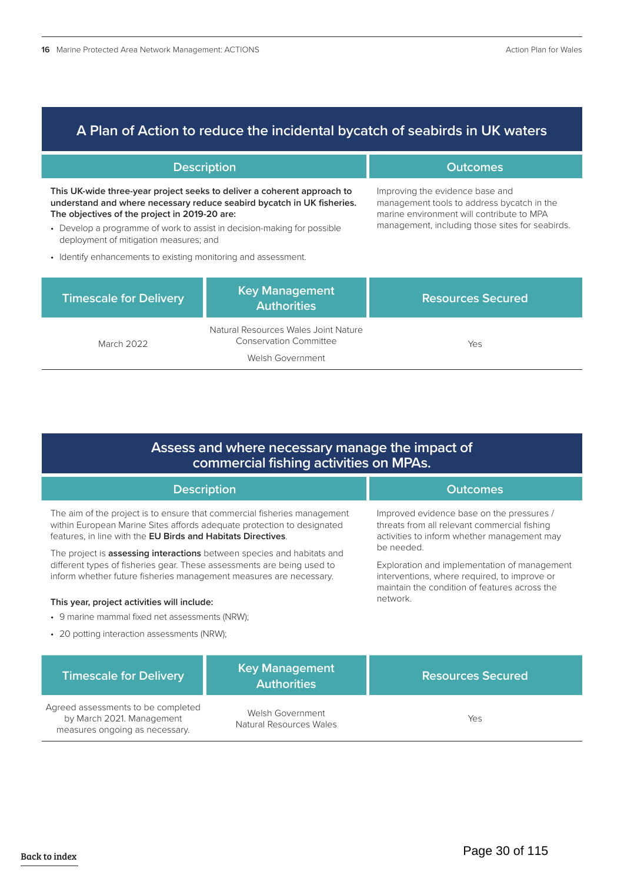## A Plan of Action to reduce the incidental bycatch of seabirds in UK waters

| Description | Outcomes |
|---|---|
| **This UK-wide three-year project seeks to deliver a coherent approach to understand and where necessary reduce seabird bycatch in UK fisheries. The objectives of the project in 2019-20 are:**<br>• Develop a programme of work to assist in decision-making for possible deployment of mitigation measures; and<br>• Identify enhancements to existing monitoring and assessment. | Improving the evidence base and management tools to address bycatch in the marine environment will contribute to MPA management, including those sites for seabirds. |

| Timescale for Delivery | Key Management Authorities | Resources Secured |
|---|---|---|
| March 2022 | Natural Resources Wales Joint Nature Conservation Committee<br>Welsh Government | Yes |

## Assess and where necessary manage the impact of commercial fishing activities on MPAs.

| Description | Outcomes |
|---|---|
| The aim of the project is to ensure that commercial fisheries management within European Marine Sites affords adequate protection to designated features, in line with the **EU Birds and Habitats Directives**.<br>The project is **assessing interactions** between species and habitats and different types of fisheries gear. These assessments are being used to inform whether future fisheries management measures are necessary.<br>**This year, project activities will include:**<br>• 9 marine mammal fixed net assessments (NRW);<br>• 20 potting interaction assessments (NRW); | Improved evidence base on the pressures / threats from all relevant commercial fishing activities to inform whether management may be needed.<br>Exploration and implementation of management interventions, where required, to improve or maintain the condition of features across the network. |

| Timescale for Delivery | Key Management Authorities | Resources Secured |
|---|---|---|
| Agreed assessments to be completed by March 2021. Management measures ongoing as necessary. | Welsh Government<br>Natural Resources Wales | Yes |

Back to index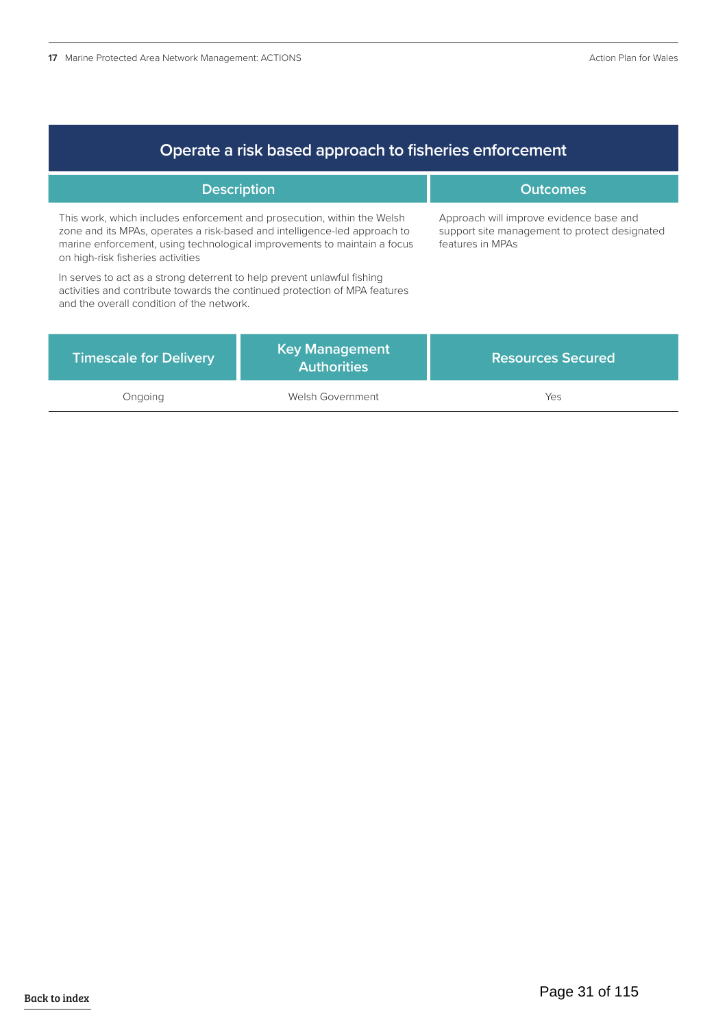## Operate a risk based approach to fisheries enforcement

| Description | Outcomes |
| --- | --- |
| This work, which includes enforcement and prosecution, within the Welsh zone and its MPAs, operates a risk-based and intelligence-led approach to marine enforcement, using technological improvements to maintain a focus on high-risk fisheries activities<br><br>In serves to act as a strong deterrent to help prevent unlawful fishing activities and contribute towards the continued protection of MPA features and the overall condition of the network. | Approach will improve evidence base and support site management to protect designated features in MPAs |

| Timescale for Delivery | Key Management Authorities | Resources Secured |
| --- | --- | --- |
| Ongoing | Welsh Government | Yes |

Back to index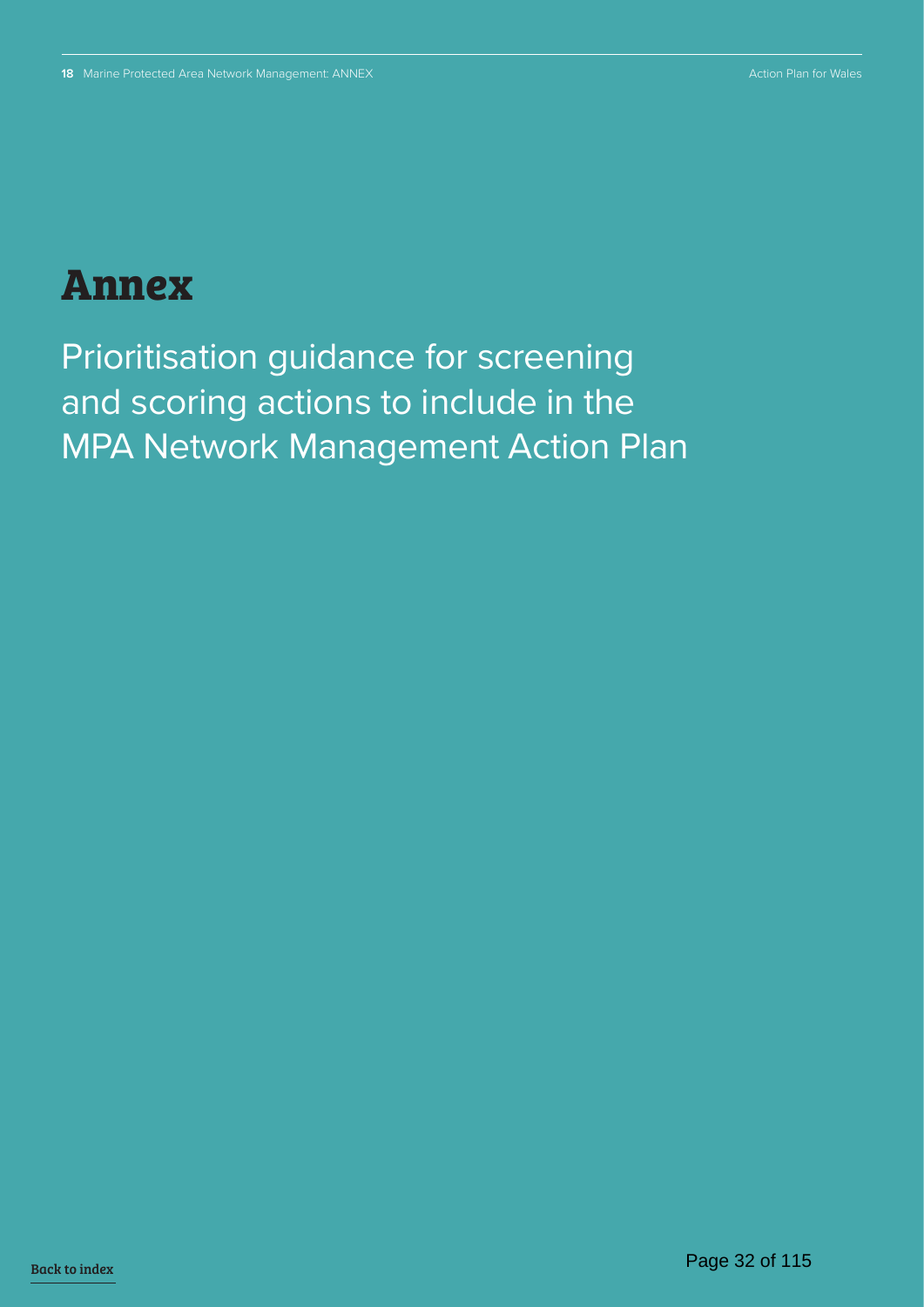# Annex

## Prioritisation guidance for screening and scoring actions to include in the MPA Network Management Action Plan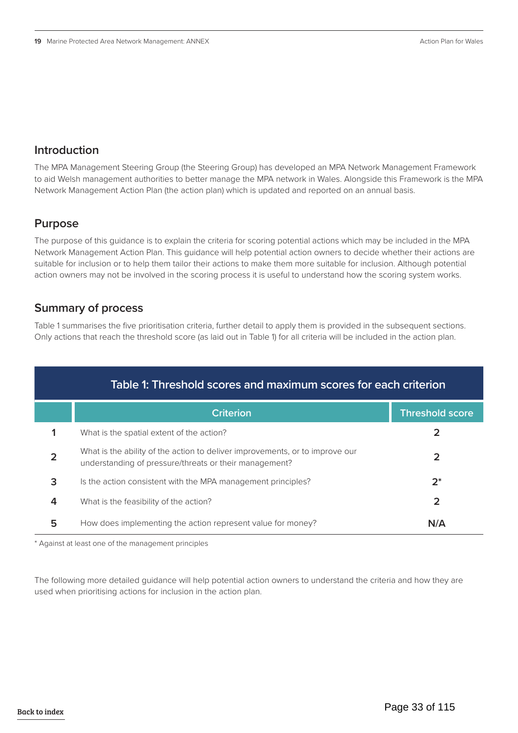## Introduction

The MPA Management Steering Group (the Steering Group) has developed an MPA Network Management Framework to aid Welsh management authorities to better manage the MPA network in Wales. Alongside this Framework is the MPA Network Management Action Plan (the action plan) which is updated and reported on an annual basis.

## Purpose

The purpose of this guidance is to explain the criteria for scoring potential actions which may be included in the MPA Network Management Action Plan. This guidance will help potential action owners to decide whether their actions are suitable for inclusion or to help them tailor their actions to make them more suitable for inclusion. Although potential action owners may not be involved in the scoring process it is useful to understand how the scoring system works.

## Summary of process

Table 1 summarises the five prioritisation criteria, further detail to apply them is provided in the subsequent sections. Only actions that reach the threshold score (as laid out in Table 1) for all criteria will be included in the action plan.

**Table 1: Threshold scores and maximum scores for each criterion**

| | Criterion | Threshold score |
|---|---|---|
| 1 | What is the spatial extent of the action? | 2 |
| 2 | What is the ability of the action to deliver improvements, or to improve our understanding of pressure/threats or their management? | 2 |
| 3 | Is the action consistent with the MPA management principles? | 2* |
| 4 | What is the feasibility of the action? | 2 |
| 5 | How does implementing the action represent value for money? | N/A |

* Against at least one of the management principles

The following more detailed guidance will help potential action owners to understand the criteria and how they are used when prioritising actions for inclusion in the action plan.

Back to index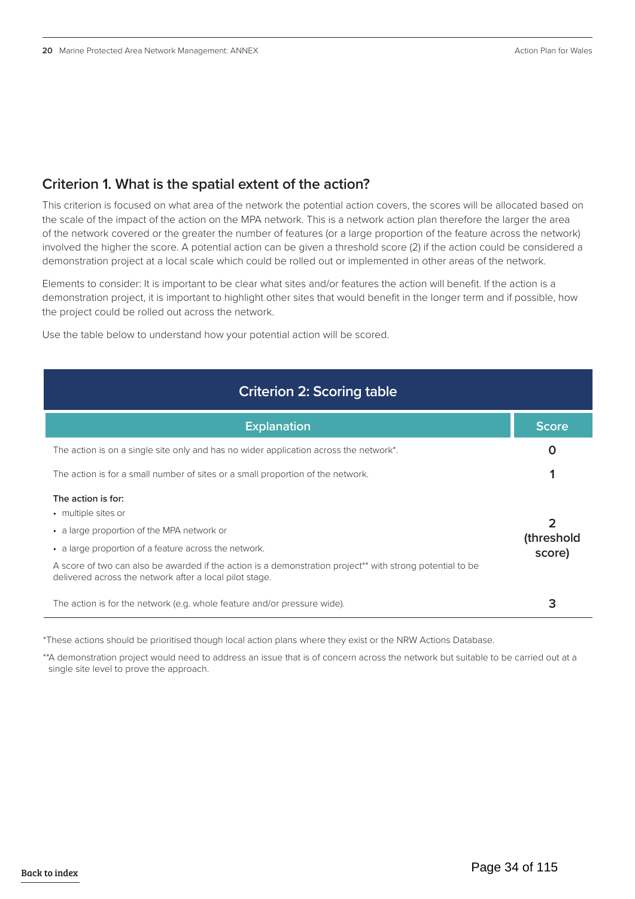## Criterion 1. What is the spatial extent of the action?

This criterion is focused on what area of the network the potential action covers, the scores will be allocated based on the scale of the impact of the action on the MPA network. This is a network action plan therefore the larger the area of the network covered or the greater the number of features (or a large proportion of the feature across the network) involved the higher the score. A potential action can be given a threshold score (2) if the action could be considered a demonstration project at a local scale which could be rolled out or implemented in other areas of the network.

Elements to consider: It is important to be clear what sites and/or features the action will benefit. If the action is a demonstration project, it is important to highlight other sites that would benefit in the longer term and if possible, how the project could be rolled out across the network.

Use the table below to understand how your potential action will be scored.

| Criterion 2: Scoring table | |
|---|---|
| **Explanation** | **Score** |
| The action is on a single site only and has no wider application across the network*. | 0 |
| The action is for a small number of sites or a small proportion of the network. | 1 |
| **The action is for:**<br>• multiple sites or<br>• a large proportion of the MPA network or<br>• a large proportion of a feature across the network.<br>A score of two can also be awarded if the action is a demonstration project** with strong potential to be delivered across the network after a local pilot stage. | 2 (threshold score) |
| The action is for the network (e.g. whole feature and/or pressure wide). | 3 |

*These actions should be prioritised though local action plans where they exist or the NRW Actions Database.

**A demonstration project would need to address an issue that is of concern across the network but suitable to be carried out at a single site level to prove the approach.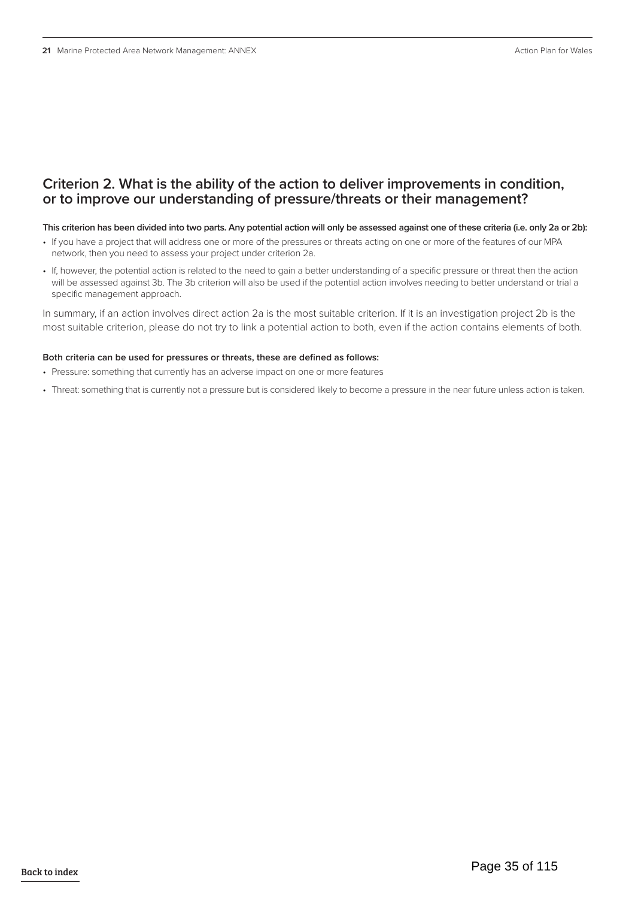## Criterion 2. What is the ability of the action to deliver improvements in condition, or to improve our understanding of pressure/threats or their management?

**This criterion has been divided into two parts. Any potential action will only be assessed against one of these criteria (i.e. only 2a or 2b):**

- If you have a project that will address one or more of the pressures or threats acting on one or more of the features of our MPA network, then you need to assess your project under criterion 2a.
- If, however, the potential action is related to the need to gain a better understanding of a specific pressure or threat then the action will be assessed against 3b. The 3b criterion will also be used if the potential action involves needing to better understand or trial a specific management approach.

In summary, if an action involves direct action 2a is the most suitable criterion. If it is an investigation project 2b is the most suitable criterion, please do not try to link a potential action to both, even if the action contains elements of both.

**Both criteria can be used for pressures or threats, these are defined as follows:**

- Pressure: something that currently has an adverse impact on one or more features
- Threat: something that is currently not a pressure but is considered likely to become a pressure in the near future unless action is taken.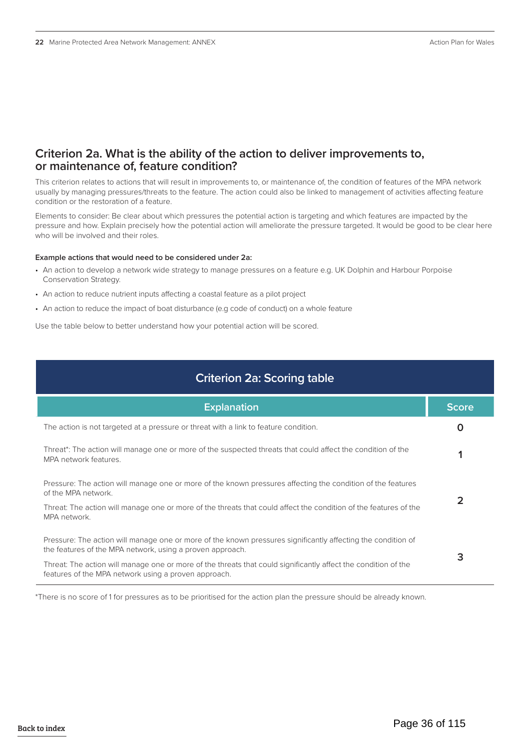## Criterion 2a. What is the ability of the action to deliver improvements to, or maintenance of, feature condition?

This criterion relates to actions that will result in improvements to, or maintenance of, the condition of features of the MPA network usually by managing pressures/threats to the feature. The action could also be linked to management of activities affecting feature condition or the restoration of a feature.

Elements to consider: Be clear about which pressures the potential action is targeting and which features are impacted by the pressure and how. Explain precisely how the potential action will ameliorate the pressure targeted. It would be good to be clear here who will be involved and their roles.

**Example actions that would need to be considered under 2a:**

- An action to develop a network wide strategy to manage pressures on a feature e.g. UK Dolphin and Harbour Porpoise Conservation Strategy.
- An action to reduce nutrient inputs affecting a coastal feature as a pilot project
- An action to reduce the impact of boat disturbance (e.g code of conduct) on a whole feature

Use the table below to better understand how your potential action will be scored.

**Criterion 2a: Scoring table**

| Explanation | Score |
|---|---|
| The action is not targeted at a pressure or threat with a link to feature condition. | 0 |
| Threat*: The action will manage one or more of the suspected threats that could affect the condition of the MPA network features. | 1 |
| Pressure: The action will manage one or more of the known pressures affecting the condition of the features of the MPA network.<br>Threat: The action will manage one or more of the threats that could affect the condition of the features of the MPA network. | 2 |
| Pressure: The action will manage one or more of the known pressures significantly affecting the condition of the features of the MPA network, using a proven approach.<br>Threat: The action will manage one or more of the threats that could significantly affect the condition of the features of the MPA network using a proven approach. | 3 |

*There is no score of 1 for pressures as to be prioritised for the action plan the pressure should be already known.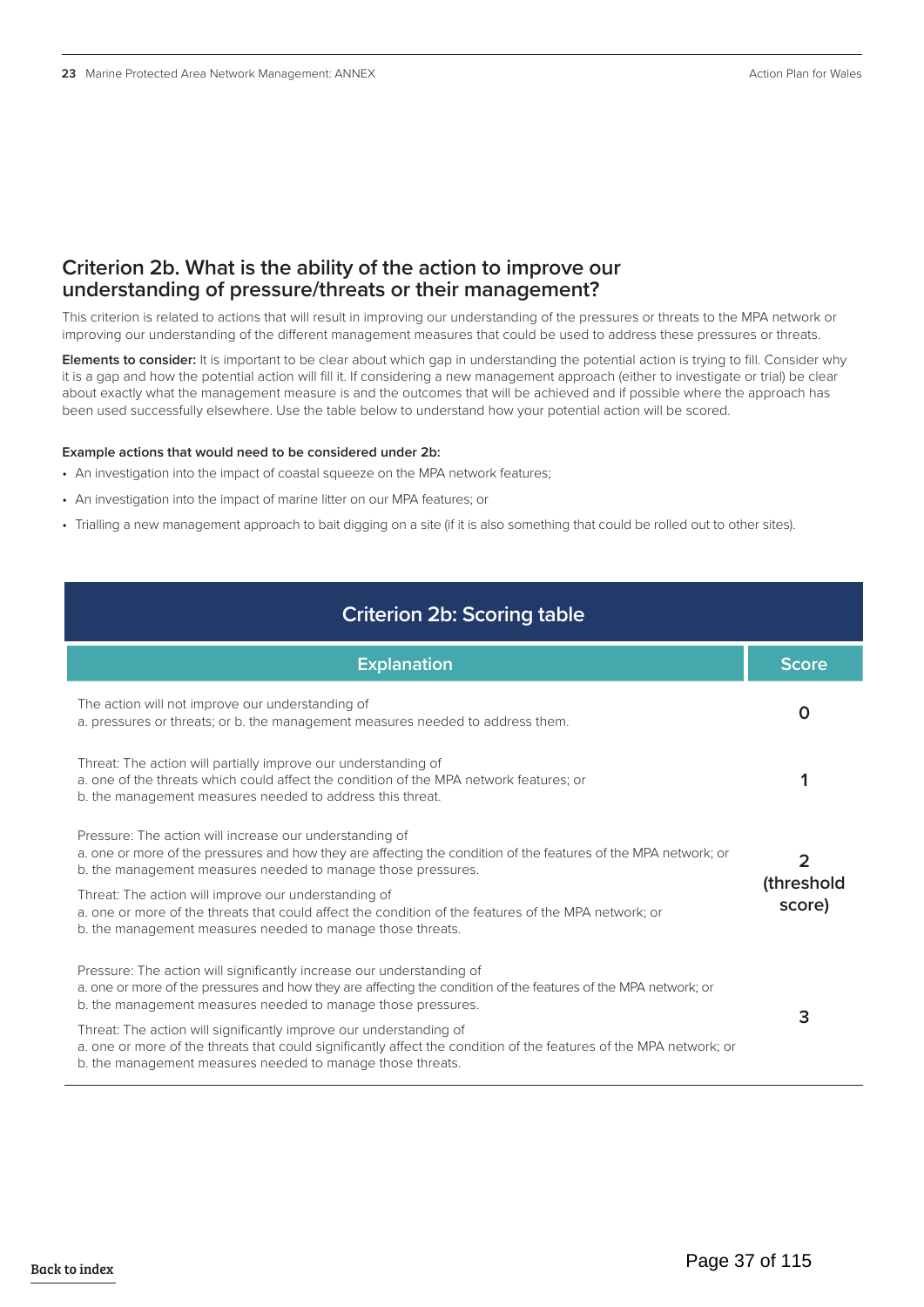## Criterion 2b. What is the ability of the action to improve our understanding of pressure/threats or their management?

This criterion is related to actions that will result in improving our understanding of the pressures or threats to the MPA network or improving our understanding of the different management measures that could be used to address these pressures or threats.

**Elements to consider:** It is important to be clear about which gap in understanding the potential action is trying to fill. Consider why it is a gap and how the potential action will fill it. If considering a new management approach (either to investigate or trial) be clear about exactly what the management measure is and the outcomes that will be achieved and if possible where the approach has been used successfully elsewhere. Use the table below to understand how your potential action will be scored.

**Example actions that would need to be considered under 2b:**

- An investigation into the impact of coastal squeeze on the MPA network features;
- An investigation into the impact of marine litter on our MPA features; or
- Trialling a new management approach to bait digging on a site (if it is also something that could be rolled out to other sites).

**Criterion 2b: Scoring table**

| Explanation | Score |
|---|---|
| The action will not improve our understanding of<br>a. pressures or threats; or b. the management measures needed to address them. | 0 |
| Threat: The action will partially improve our understanding of<br>a. one of the threats which could affect the condition of the MPA network features; or<br>b. the management measures needed to address this threat. | 1 |
| Pressure: The action will increase our understanding of<br>a. one or more of the pressures and how they are affecting the condition of the features of the MPA network; or<br>b. the management measures needed to manage those pressures.<br><br>Threat: The action will improve our understanding of<br>a. one or more of the threats that could affect the condition of the features of the MPA network; or<br>b. the management measures needed to manage those threats. | 2 (threshold score) |
| Pressure: The action will significantly increase our understanding of<br>a. one or more of the pressures and how they are affecting the condition of the features of the MPA network; or<br>b. the management measures needed to manage those pressures.<br><br>Threat: The action will significantly improve our understanding of<br>a. one or more of the threats that could significantly affect the condition of the features of the MPA network; or<br>b. the management measures needed to manage those threats. | 3 |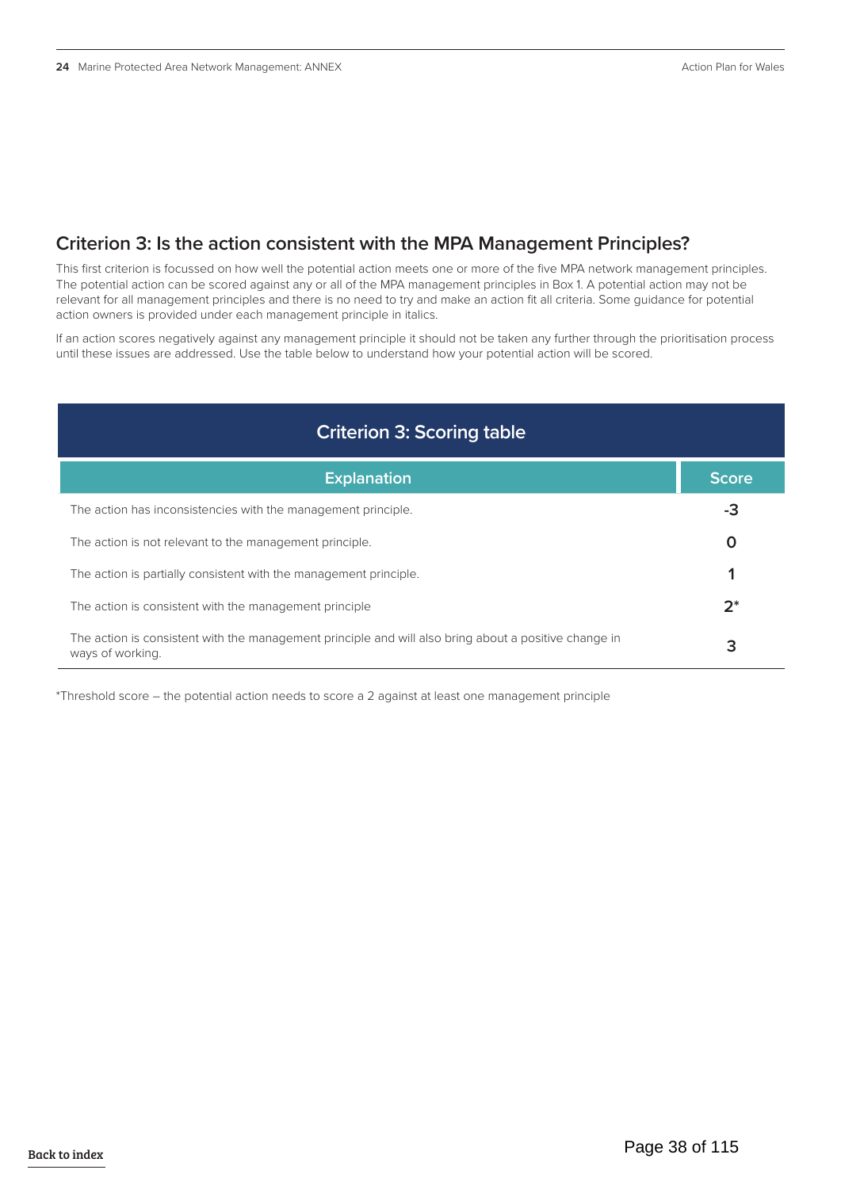## Criterion 3: Is the action consistent with the MPA Management Principles?

This first criterion is focussed on how well the potential action meets one or more of the five MPA network management principles. The potential action can be scored against any or all of the MPA management principles in Box 1. A potential action may not be relevant for all management principles and there is no need to try and make an action fit all criteria. Some guidance for potential action owners is provided under each management principle in italics.

If an action scores negatively against any management principle it should not be taken any further through the prioritisation process until these issues are addressed. Use the table below to understand how your potential action will be scored.

**Criterion 3: Scoring table**

| Explanation | Score |
| --- | --- |
| The action has inconsistencies with the management principle. | -3 |
| The action is not relevant to the management principle. | 0 |
| The action is partially consistent with the management principle. | 1 |
| The action is consistent with the management principle | 2* |
| The action is consistent with the management principle and will also bring about a positive change in ways of working. | 3 |

*Threshold score – the potential action needs to score a 2 against at least one management principle

Back to index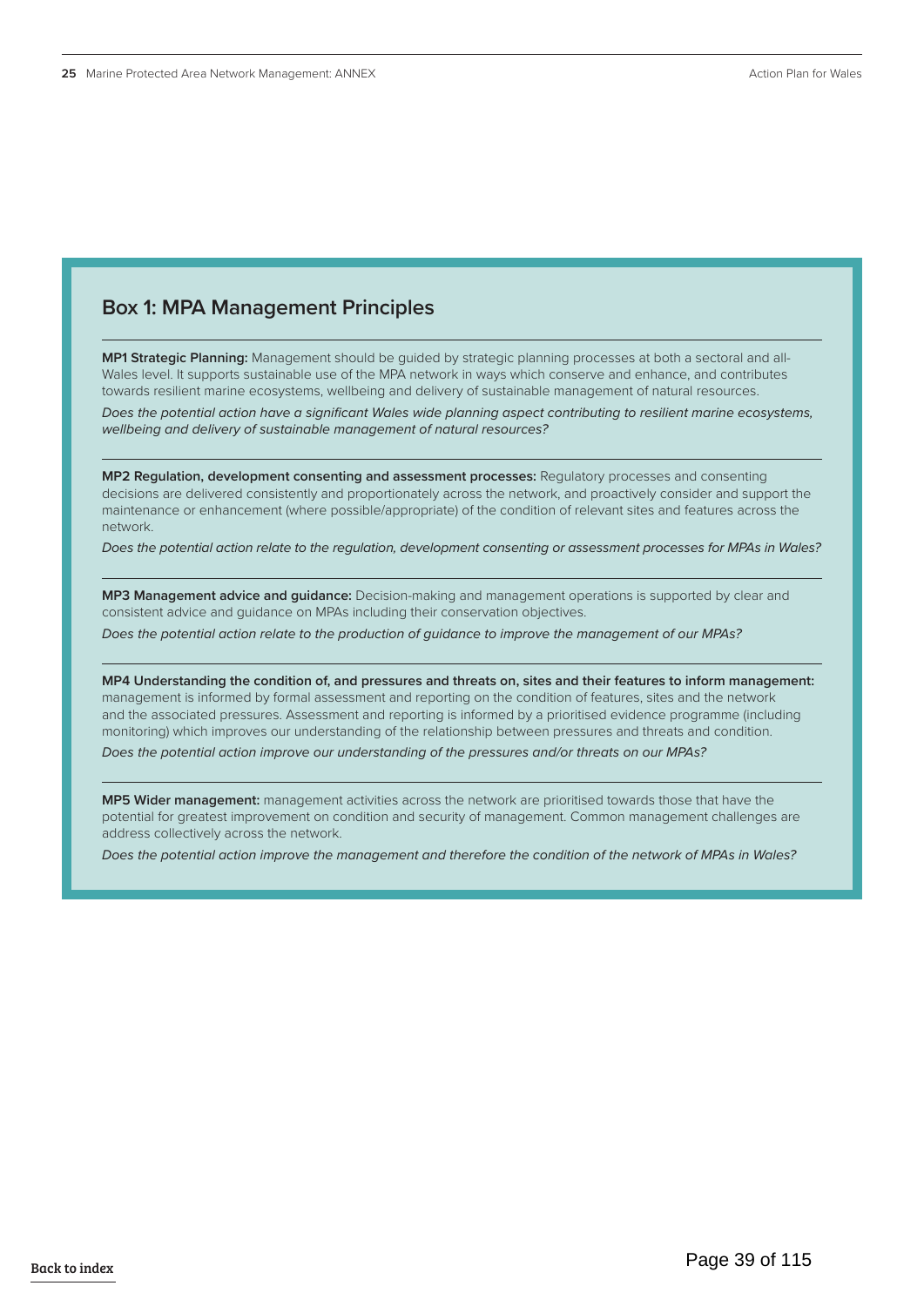## Box 1: MPA Management Principles

**MP1 Strategic Planning:** Management should be guided by strategic planning processes at both a sectoral and all-Wales level. It supports sustainable use of the MPA network in ways which conserve and enhance, and contributes towards resilient marine ecosystems, wellbeing and delivery of sustainable management of natural resources.

*Does the potential action have a significant Wales wide planning aspect contributing to resilient marine ecosystems, wellbeing and delivery of sustainable management of natural resources?*

**MP2 Regulation, development consenting and assessment processes:** Regulatory processes and consenting decisions are delivered consistently and proportionately across the network, and proactively consider and support the maintenance or enhancement (where possible/appropriate) of the condition of relevant sites and features across the network.

*Does the potential action relate to the regulation, development consenting or assessment processes for MPAs in Wales?*

**MP3 Management advice and guidance:** Decision-making and management operations is supported by clear and consistent advice and guidance on MPAs including their conservation objectives.

*Does the potential action relate to the production of guidance to improve the management of our MPAs?*

**MP4 Understanding the condition of, and pressures and threats on, sites and their features to inform management:** management is informed by formal assessment and reporting on the condition of features, sites and the network and the associated pressures. Assessment and reporting is informed by a prioritised evidence programme (including monitoring) which improves our understanding of the relationship between pressures and threats and condition.

*Does the potential action improve our understanding of the pressures and/or threats on our MPAs?*

**MP5 Wider management:** management activities across the network are prioritised towards those that have the potential for greatest improvement on condition and security of management. Common management challenges are address collectively across the network.

*Does the potential action improve the management and therefore the condition of the network of MPAs in Wales?*

Back to index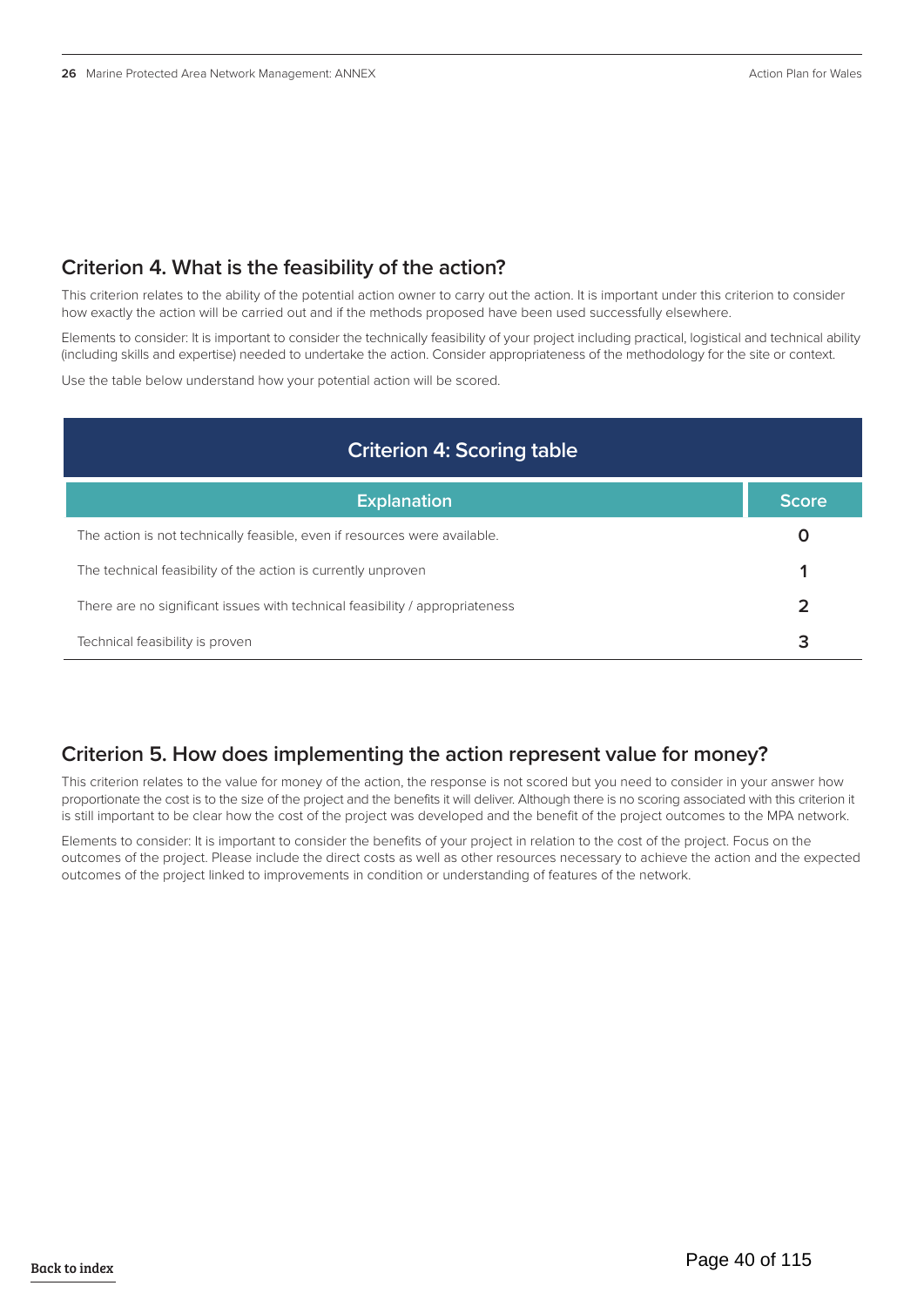## Criterion 4. What is the feasibility of the action?

This criterion relates to the ability of the potential action owner to carry out the action. It is important under this criterion to consider how exactly the action will be carried out and if the methods proposed have been used successfully elsewhere.

Elements to consider: It is important to consider the technically feasibility of your project including practical, logistical and technical ability (including skills and expertise) needed to undertake the action. Consider appropriateness of the methodology for the site or context.

Use the table below understand how your potential action will be scored.

**Criterion 4: Scoring table**

| Explanation | Score |
|---|---|
| The action is not technically feasible, even if resources were available. | 0 |
| The technical feasibility of the action is currently unproven | 1 |
| There are no significant issues with technical feasibility / appropriateness | 2 |
| Technical feasibility is proven | 3 |

## Criterion 5. How does implementing the action represent value for money?

This criterion relates to the value for money of the action, the response is not scored but you need to consider in your answer how proportionate the cost is to the size of the project and the benefits it will deliver. Although there is no scoring associated with this criterion it is still important to be clear how the cost of the project was developed and the benefit of the project outcomes to the MPA network.

Elements to consider: It is important to consider the benefits of your project in relation to the cost of the project. Focus on the outcomes of the project. Please include the direct costs as well as other resources necessary to achieve the action and the expected outcomes of the project linked to improvements in condition or understanding of features of the network.

Back to index